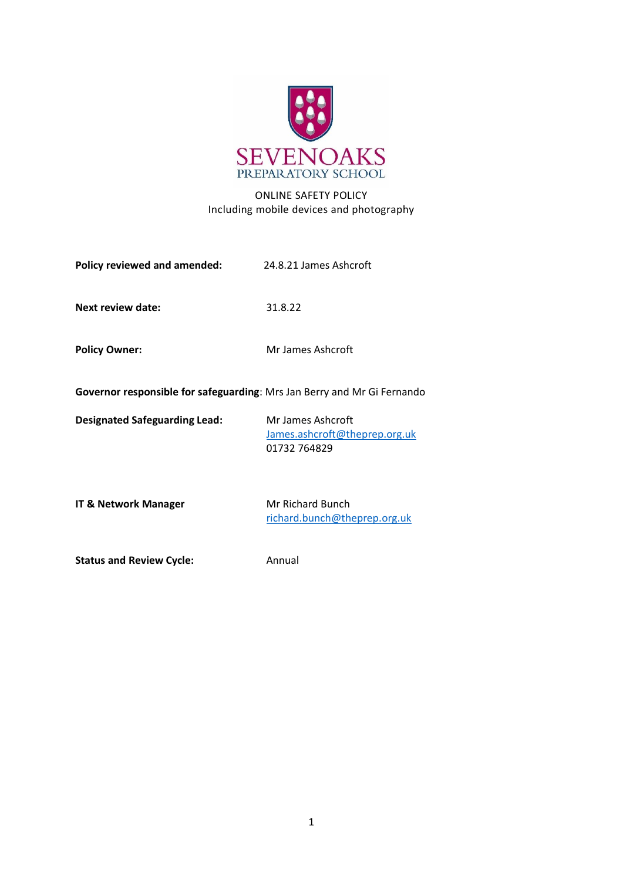SEVENOAKS
PREPARATORY SCHOOL

# ONLINE SAFETY POLICY
Including mobile devices and photography

**Policy reviewed and amended:** 24.8.21 James Ashcroft

**Next review date:** 31.8.22

**Policy Owner:** Mr James Ashcroft

**Governor responsible for safeguarding**: Mrs Jan Berry and Mr Gi Fernando

**Designated Safeguarding Lead:** Mr James Ashcroft
James.ashcroft@theprep.org.uk
01732 764829

**IT & Network Manager** Mr Richard Bunch
richard.bunch@theprep.org.uk

**Status and Review Cycle:** Annual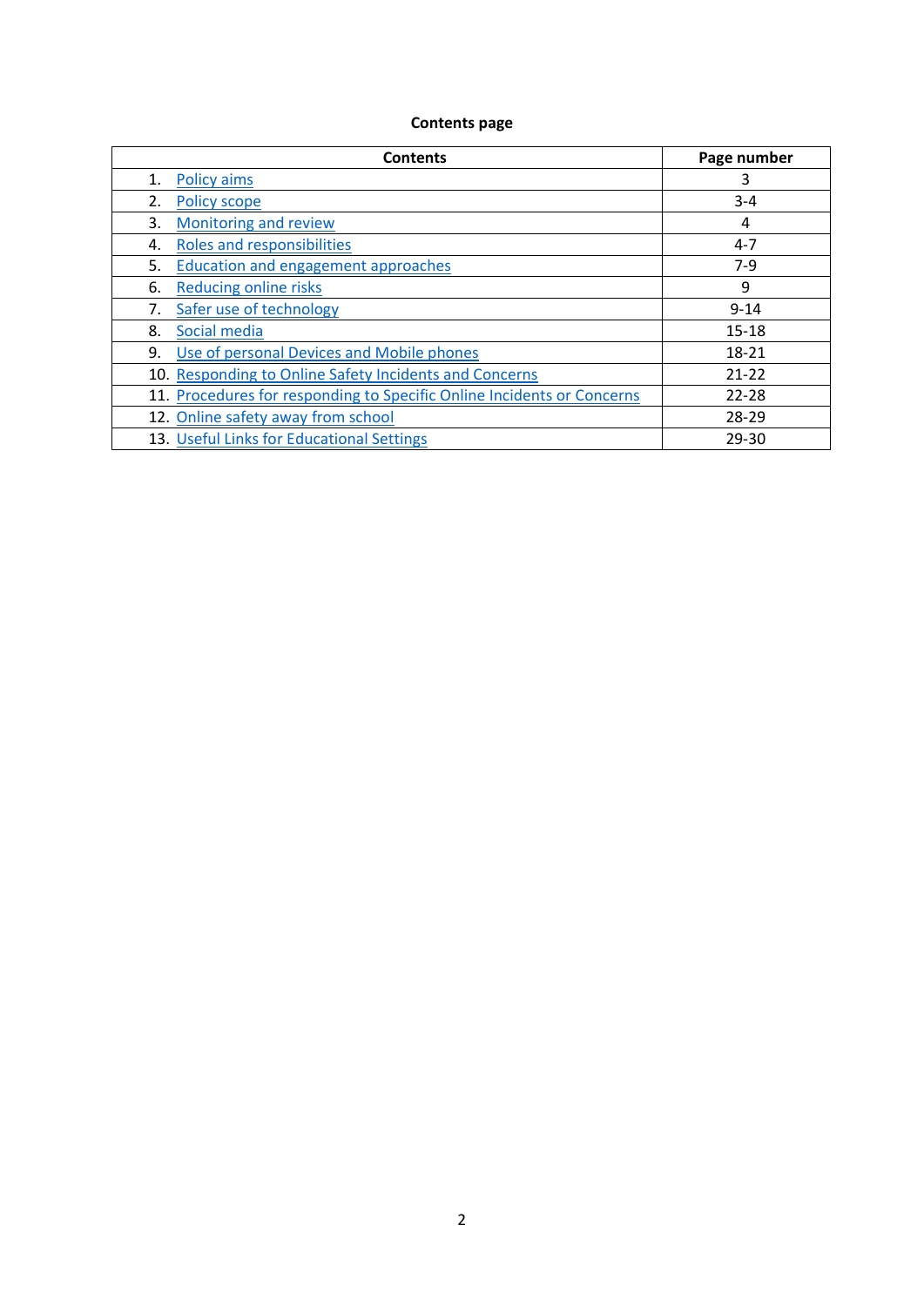**Contents page**

| Contents | Page number |
|---|---|
| 1. Policy aims | 3 |
| 2. Policy scope | 3-4 |
| 3. Monitoring and review | 4 |
| 4. Roles and responsibilities | 4-7 |
| 5. Education and engagement approaches | 7-9 |
| 6. Reducing online risks | 9 |
| 7. Safer use of technology | 9-14 |
| 8. Social media | 15-18 |
| 9. Use of personal Devices and Mobile phones | 18-21 |
| 10. Responding to Online Safety Incidents and Concerns | 21-22 |
| 11. Procedures for responding to Specific Online Incidents or Concerns | 22-28 |
| 12. Online safety away from school | 28-29 |
| 13. Useful Links for Educational Settings | 29-30 |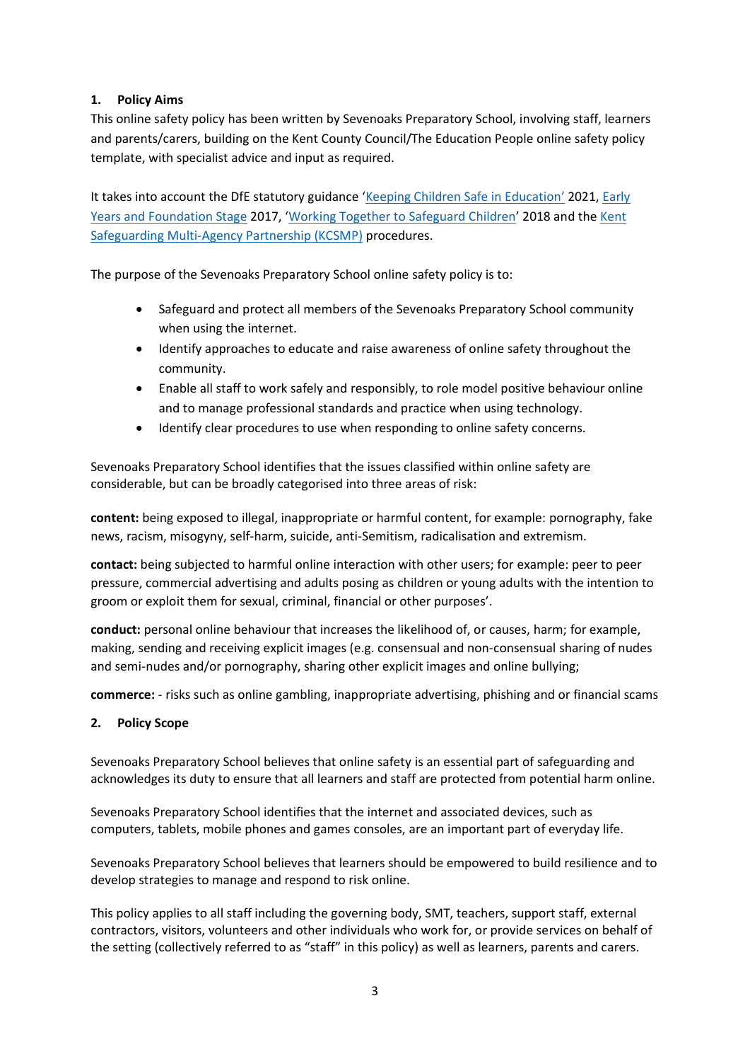## 1. Policy Aims

This online safety policy has been written by Sevenoaks Preparatory School, involving staff, learners and parents/carers, building on the Kent County Council/The Education People online safety policy template, with specialist advice and input as required.

It takes into account the DfE statutory guidance '[Keeping Children Safe in Education'](#) 2021, [Early Years and Foundation Stage](#) 2017, '[Working Together to Safeguard Children](#)' 2018 and the [Kent Safeguarding Multi-Agency Partnership (KCSMP)](#) procedures.

The purpose of the Sevenoaks Preparatory School online safety policy is to:

- Safeguard and protect all members of the Sevenoaks Preparatory School community when using the internet.
- Identify approaches to educate and raise awareness of online safety throughout the community.
- Enable all staff to work safely and responsibly, to role model positive behaviour online and to manage professional standards and practice when using technology.
- Identify clear procedures to use when responding to online safety concerns.

Sevenoaks Preparatory School identifies that the issues classified within online safety are considerable, but can be broadly categorised into three areas of risk:

**content:** being exposed to illegal, inappropriate or harmful content, for example: pornography, fake news, racism, misogyny, self-harm, suicide, anti-Semitism, radicalisation and extremism.

**contact:** being subjected to harmful online interaction with other users; for example: peer to peer pressure, commercial advertising and adults posing as children or young adults with the intention to groom or exploit them for sexual, criminal, financial or other purposes'.

**conduct:** personal online behaviour that increases the likelihood of, or causes, harm; for example, making, sending and receiving explicit images (e.g. consensual and non-consensual sharing of nudes and semi-nudes and/or pornography, sharing other explicit images and online bullying;

**commerce:** - risks such as online gambling, inappropriate advertising, phishing and or financial scams

## 2. Policy Scope

Sevenoaks Preparatory School believes that online safety is an essential part of safeguarding and acknowledges its duty to ensure that all learners and staff are protected from potential harm online.

Sevenoaks Preparatory School identifies that the internet and associated devices, such as computers, tablets, mobile phones and games consoles, are an important part of everyday life.

Sevenoaks Preparatory School believes that learners should be empowered to build resilience and to develop strategies to manage and respond to risk online.

This policy applies to all staff including the governing body, SMT, teachers, support staff, external contractors, visitors, volunteers and other individuals who work for, or provide services on behalf of the setting (collectively referred to as "staff" in this policy) as well as learners, parents and carers.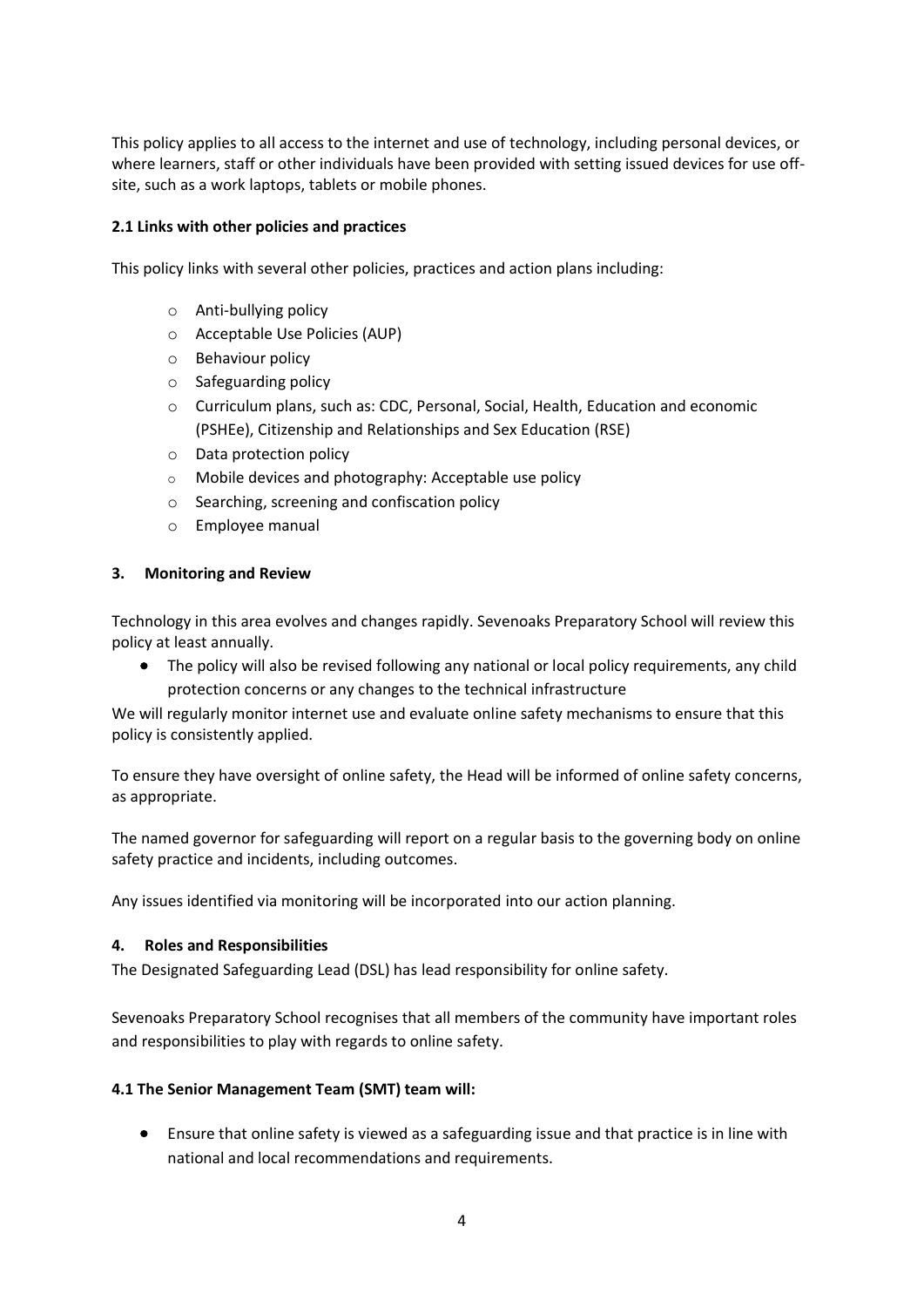This policy applies to all access to the internet and use of technology, including personal devices, or where learners, staff or other individuals have been provided with setting issued devices for use off-site, such as a work laptops, tablets or mobile phones.

**2.1 Links with other policies and practices**

This policy links with several other policies, practices and action plans including:

- Anti-bullying policy
- Acceptable Use Policies (AUP)
- Behaviour policy
- Safeguarding policy
- Curriculum plans, such as: CDC, Personal, Social, Health, Education and economic (PSHEe), Citizenship and Relationships and Sex Education (RSE)
- Data protection policy
- Mobile devices and photography: Acceptable use policy
- Searching, screening and confiscation policy
- Employee manual

## 3. Monitoring and Review

Technology in this area evolves and changes rapidly. Sevenoaks Preparatory School will review this policy at least annually.

- The policy will also be revised following any national or local policy requirements, any child protection concerns or any changes to the technical infrastructure

We will regularly monitor internet use and evaluate online safety mechanisms to ensure that this policy is consistently applied.

To ensure they have oversight of online safety, the Head will be informed of online safety concerns, as appropriate.

The named governor for safeguarding will report on a regular basis to the governing body on online safety practice and incidents, including outcomes.

Any issues identified via monitoring will be incorporated into our action planning.

## 4. Roles and Responsibilities

The Designated Safeguarding Lead (DSL) has lead responsibility for online safety.

Sevenoaks Preparatory School recognises that all members of the community have important roles and responsibilities to play with regards to online safety.

**4.1 The Senior Management Team (SMT) team will:**

- Ensure that online safety is viewed as a safeguarding issue and that practice is in line with national and local recommendations and requirements.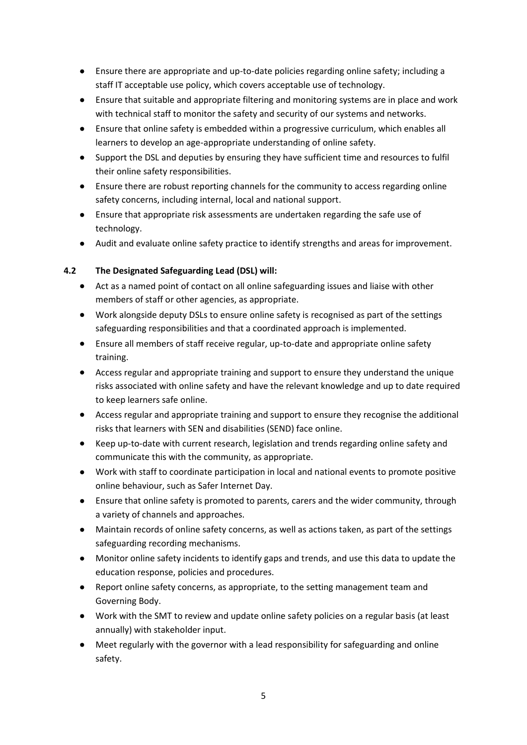- Ensure there are appropriate and up-to-date policies regarding online safety; including a staff IT acceptable use policy, which covers acceptable use of technology.
- Ensure that suitable and appropriate filtering and monitoring systems are in place and work with technical staff to monitor the safety and security of our systems and networks.
- Ensure that online safety is embedded within a progressive curriculum, which enables all learners to develop an age-appropriate understanding of online safety.
- Support the DSL and deputies by ensuring they have sufficient time and resources to fulfil their online safety responsibilities.
- Ensure there are robust reporting channels for the community to access regarding online safety concerns, including internal, local and national support.
- Ensure that appropriate risk assessments are undertaken regarding the safe use of technology.
- Audit and evaluate online safety practice to identify strengths and areas for improvement.

### 4.2 The Designated Safeguarding Lead (DSL) will:

- Act as a named point of contact on all online safeguarding issues and liaise with other members of staff or other agencies, as appropriate.
- Work alongside deputy DSLs to ensure online safety is recognised as part of the settings safeguarding responsibilities and that a coordinated approach is implemented.
- Ensure all members of staff receive regular, up-to-date and appropriate online safety training.
- Access regular and appropriate training and support to ensure they understand the unique risks associated with online safety and have the relevant knowledge and up to date required to keep learners safe online.
- Access regular and appropriate training and support to ensure they recognise the additional risks that learners with SEN and disabilities (SEND) face online.
- Keep up-to-date with current research, legislation and trends regarding online safety and communicate this with the community, as appropriate.
- Work with staff to coordinate participation in local and national events to promote positive online behaviour, such as Safer Internet Day.
- Ensure that online safety is promoted to parents, carers and the wider community, through a variety of channels and approaches.
- Maintain records of online safety concerns, as well as actions taken, as part of the settings safeguarding recording mechanisms.
- Monitor online safety incidents to identify gaps and trends, and use this data to update the education response, policies and procedures.
- Report online safety concerns, as appropriate, to the setting management team and Governing Body.
- Work with the SMT to review and update online safety policies on a regular basis (at least annually) with stakeholder input.
- Meet regularly with the governor with a lead responsibility for safeguarding and online safety.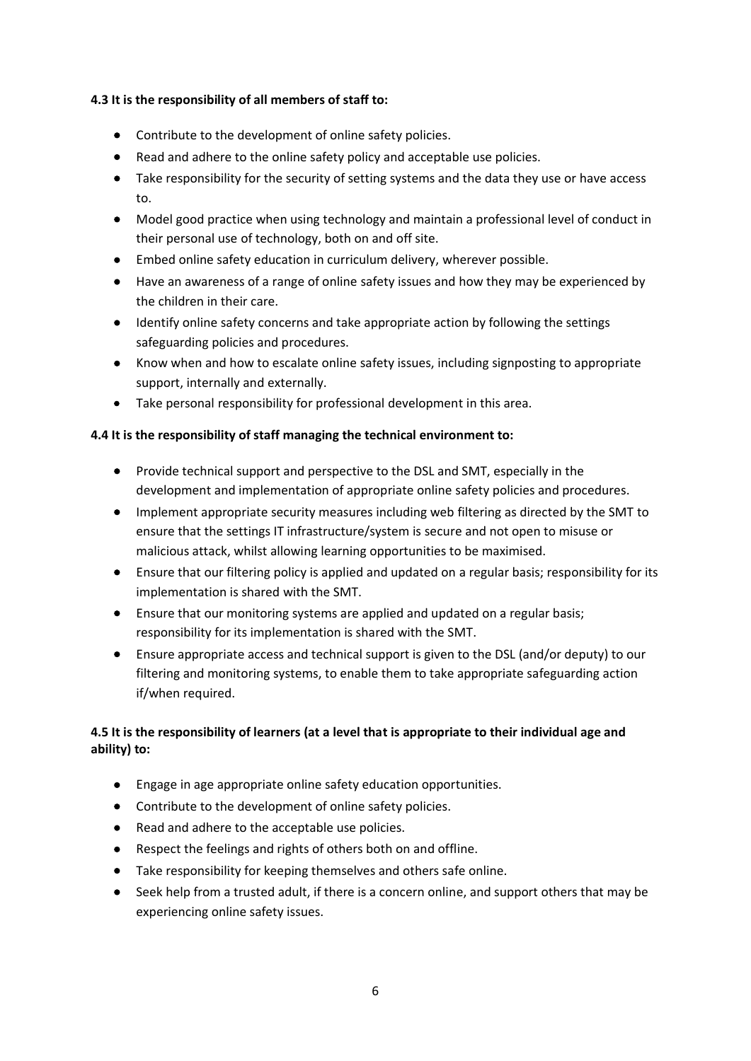**4.3 It is the responsibility of all members of staff to:**

- Contribute to the development of online safety policies.
- Read and adhere to the online safety policy and acceptable use policies.
- Take responsibility for the security of setting systems and the data they use or have access to.
- Model good practice when using technology and maintain a professional level of conduct in their personal use of technology, both on and off site.
- Embed online safety education in curriculum delivery, wherever possible.
- Have an awareness of a range of online safety issues and how they may be experienced by the children in their care.
- Identify online safety concerns and take appropriate action by following the settings safeguarding policies and procedures.
- Know when and how to escalate online safety issues, including signposting to appropriate support, internally and externally.
- Take personal responsibility for professional development in this area.

**4.4 It is the responsibility of staff managing the technical environment to:**

- Provide technical support and perspective to the DSL and SMT, especially in the development and implementation of appropriate online safety policies and procedures.
- Implement appropriate security measures including web filtering as directed by the SMT to ensure that the settings IT infrastructure/system is secure and not open to misuse or malicious attack, whilst allowing learning opportunities to be maximised.
- Ensure that our filtering policy is applied and updated on a regular basis; responsibility for its implementation is shared with the SMT.
- Ensure that our monitoring systems are applied and updated on a regular basis; responsibility for its implementation is shared with the SMT.
- Ensure appropriate access and technical support is given to the DSL (and/or deputy) to our filtering and monitoring systems, to enable them to take appropriate safeguarding action if/when required.

**4.5 It is the responsibility of learners (at a level that is appropriate to their individual age and ability) to:**

- Engage in age appropriate online safety education opportunities.
- Contribute to the development of online safety policies.
- Read and adhere to the acceptable use policies.
- Respect the feelings and rights of others both on and offline.
- Take responsibility for keeping themselves and others safe online.
- Seek help from a trusted adult, if there is a concern online, and support others that may be experiencing online safety issues.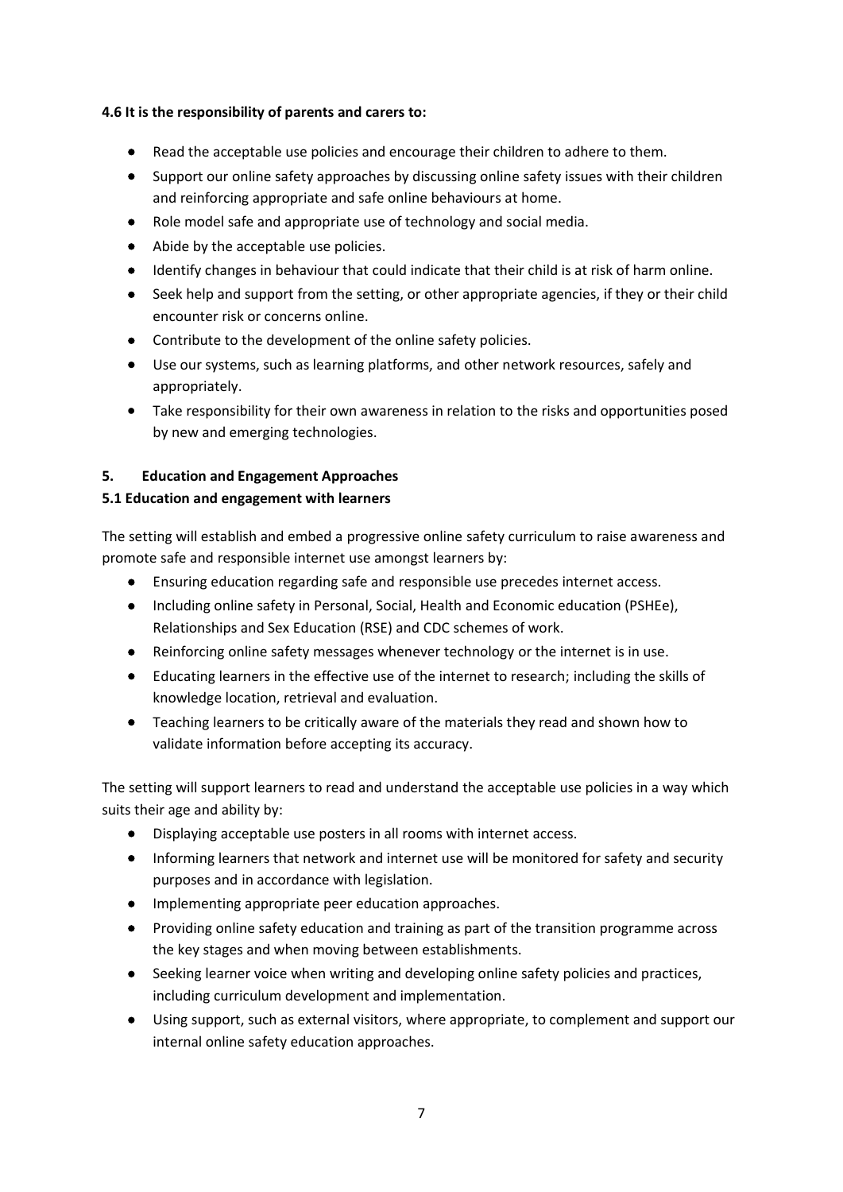**4.6 It is the responsibility of parents and carers to:**

- Read the acceptable use policies and encourage their children to adhere to them.
- Support our online safety approaches by discussing online safety issues with their children and reinforcing appropriate and safe online behaviours at home.
- Role model safe and appropriate use of technology and social media.
- Abide by the acceptable use policies.
- Identify changes in behaviour that could indicate that their child is at risk of harm online.
- Seek help and support from the setting, or other appropriate agencies, if they or their child encounter risk or concerns online.
- Contribute to the development of the online safety policies.
- Use our systems, such as learning platforms, and other network resources, safely and appropriately.
- Take responsibility for their own awareness in relation to the risks and opportunities posed by new and emerging technologies.

## 5. Education and Engagement Approaches

### 5.1 Education and engagement with learners

The setting will establish and embed a progressive online safety curriculum to raise awareness and promote safe and responsible internet use amongst learners by:

- Ensuring education regarding safe and responsible use precedes internet access.
- Including online safety in Personal, Social, Health and Economic education (PSHEe), Relationships and Sex Education (RSE) and CDC schemes of work.
- Reinforcing online safety messages whenever technology or the internet is in use.
- Educating learners in the effective use of the internet to research; including the skills of knowledge location, retrieval and evaluation.
- Teaching learners to be critically aware of the materials they read and shown how to validate information before accepting its accuracy.

The setting will support learners to read and understand the acceptable use policies in a way which suits their age and ability by:

- Displaying acceptable use posters in all rooms with internet access.
- Informing learners that network and internet use will be monitored for safety and security purposes and in accordance with legislation.
- Implementing appropriate peer education approaches.
- Providing online safety education and training as part of the transition programme across the key stages and when moving between establishments.
- Seeking learner voice when writing and developing online safety policies and practices, including curriculum development and implementation.
- Using support, such as external visitors, where appropriate, to complement and support our internal online safety education approaches.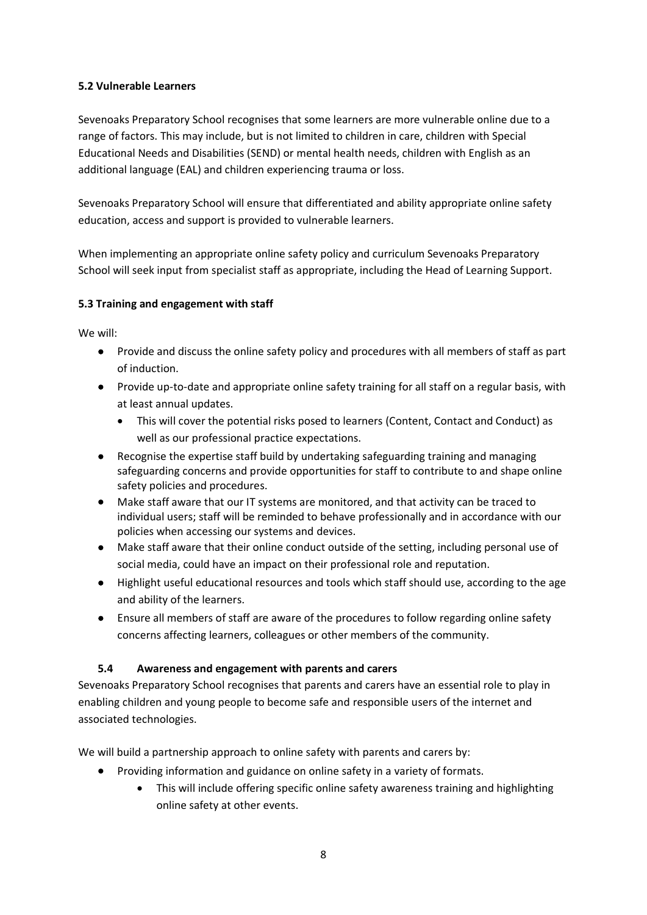### 5.2 Vulnerable Learners

Sevenoaks Preparatory School recognises that some learners are more vulnerable online due to a range of factors. This may include, but is not limited to children in care, children with Special Educational Needs and Disabilities (SEND) or mental health needs, children with English as an additional language (EAL) and children experiencing trauma or loss.

Sevenoaks Preparatory School will ensure that differentiated and ability appropriate online safety education, access and support is provided to vulnerable learners.

When implementing an appropriate online safety policy and curriculum Sevenoaks Preparatory School will seek input from specialist staff as appropriate, including the Head of Learning Support.

### 5.3 Training and engagement with staff

We will:

- Provide and discuss the online safety policy and procedures with all members of staff as part of induction.
- Provide up-to-date and appropriate online safety training for all staff on a regular basis, with at least annual updates.
  - This will cover the potential risks posed to learners (Content, Contact and Conduct) as well as our professional practice expectations.
- Recognise the expertise staff build by undertaking safeguarding training and managing safeguarding concerns and provide opportunities for staff to contribute to and shape online safety policies and procedures.
- Make staff aware that our IT systems are monitored, and that activity can be traced to individual users; staff will be reminded to behave professionally and in accordance with our policies when accessing our systems and devices.
- Make staff aware that their online conduct outside of the setting, including personal use of social media, could have an impact on their professional role and reputation.
- Highlight useful educational resources and tools which staff should use, according to the age and ability of the learners.
- Ensure all members of staff are aware of the procedures to follow regarding online safety concerns affecting learners, colleagues or other members of the community.

### 5.4 Awareness and engagement with parents and carers

Sevenoaks Preparatory School recognises that parents and carers have an essential role to play in enabling children and young people to become safe and responsible users of the internet and associated technologies.

We will build a partnership approach to online safety with parents and carers by:

- Providing information and guidance on online safety in a variety of formats.
  - This will include offering specific online safety awareness training and highlighting online safety at other events.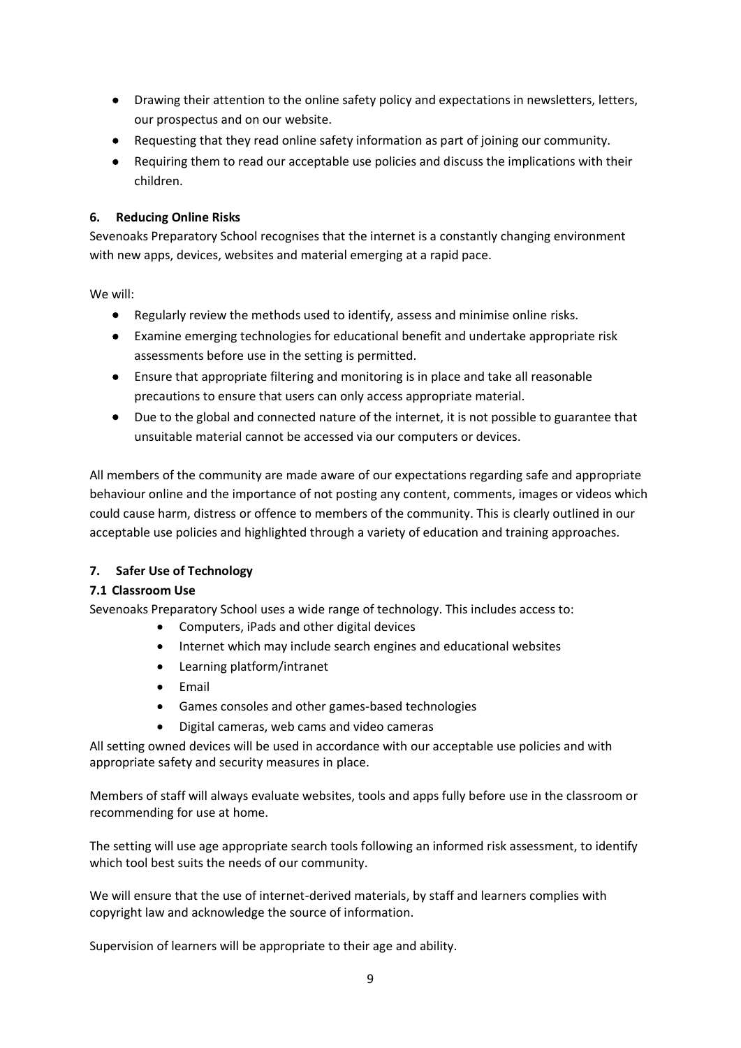- Drawing their attention to the online safety policy and expectations in newsletters, letters, our prospectus and on our website.
- Requesting that they read online safety information as part of joining our community.
- Requiring them to read our acceptable use policies and discuss the implications with their children.

## 6. Reducing Online Risks

Sevenoaks Preparatory School recognises that the internet is a constantly changing environment with new apps, devices, websites and material emerging at a rapid pace.

We will:

- Regularly review the methods used to identify, assess and minimise online risks.
- Examine emerging technologies for educational benefit and undertake appropriate risk assessments before use in the setting is permitted.
- Ensure that appropriate filtering and monitoring is in place and take all reasonable precautions to ensure that users can only access appropriate material.
- Due to the global and connected nature of the internet, it is not possible to guarantee that unsuitable material cannot be accessed via our computers or devices.

All members of the community are made aware of our expectations regarding safe and appropriate behaviour online and the importance of not posting any content, comments, images or videos which could cause harm, distress or offence to members of the community. This is clearly outlined in our acceptable use policies and highlighted through a variety of education and training approaches.

## 7. Safer Use of Technology

### 7.1 Classroom Use

Sevenoaks Preparatory School uses a wide range of technology. This includes access to:

- Computers, iPads and other digital devices
- Internet which may include search engines and educational websites
- Learning platform/intranet
- Email
- Games consoles and other games-based technologies
- Digital cameras, web cams and video cameras

All setting owned devices will be used in accordance with our acceptable use policies and with appropriate safety and security measures in place.

Members of staff will always evaluate websites, tools and apps fully before use in the classroom or recommending for use at home.

The setting will use age appropriate search tools following an informed risk assessment, to identify which tool best suits the needs of our community.

We will ensure that the use of internet-derived materials, by staff and learners complies with copyright law and acknowledge the source of information.

Supervision of learners will be appropriate to their age and ability.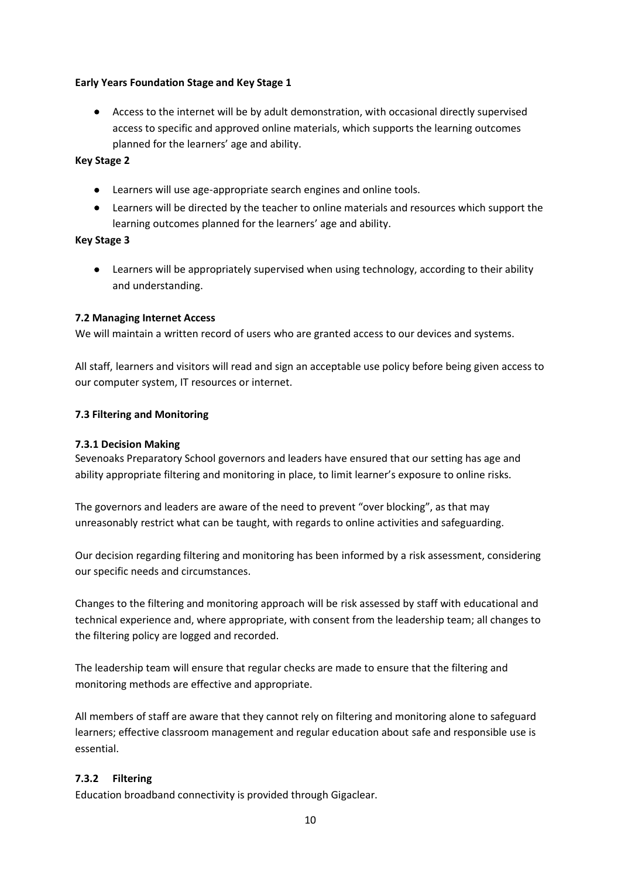**Early Years Foundation Stage and Key Stage 1**

- Access to the internet will be by adult demonstration, with occasional directly supervised access to specific and approved online materials, which supports the learning outcomes planned for the learners' age and ability.

**Key Stage 2**

- Learners will use age-appropriate search engines and online tools.
- Learners will be directed by the teacher to online materials and resources which support the learning outcomes planned for the learners' age and ability.

**Key Stage 3**

- Learners will be appropriately supervised when using technology, according to their ability and understanding.

### 7.2 Managing Internet Access

We will maintain a written record of users who are granted access to our devices and systems.

All staff, learners and visitors will read and sign an acceptable use policy before being given access to our computer system, IT resources or internet.

### 7.3 Filtering and Monitoring

#### 7.3.1 Decision Making

Sevenoaks Preparatory School governors and leaders have ensured that our setting has age and ability appropriate filtering and monitoring in place, to limit learner's exposure to online risks.

The governors and leaders are aware of the need to prevent "over blocking", as that may unreasonably restrict what can be taught, with regards to online activities and safeguarding.

Our decision regarding filtering and monitoring has been informed by a risk assessment, considering our specific needs and circumstances.

Changes to the filtering and monitoring approach will be risk assessed by staff with educational and technical experience and, where appropriate, with consent from the leadership team; all changes to the filtering policy are logged and recorded.

The leadership team will ensure that regular checks are made to ensure that the filtering and monitoring methods are effective and appropriate.

All members of staff are aware that they cannot rely on filtering and monitoring alone to safeguard learners; effective classroom management and regular education about safe and responsible use is essential.

#### 7.3.2 Filtering

Education broadband connectivity is provided through Gigaclear.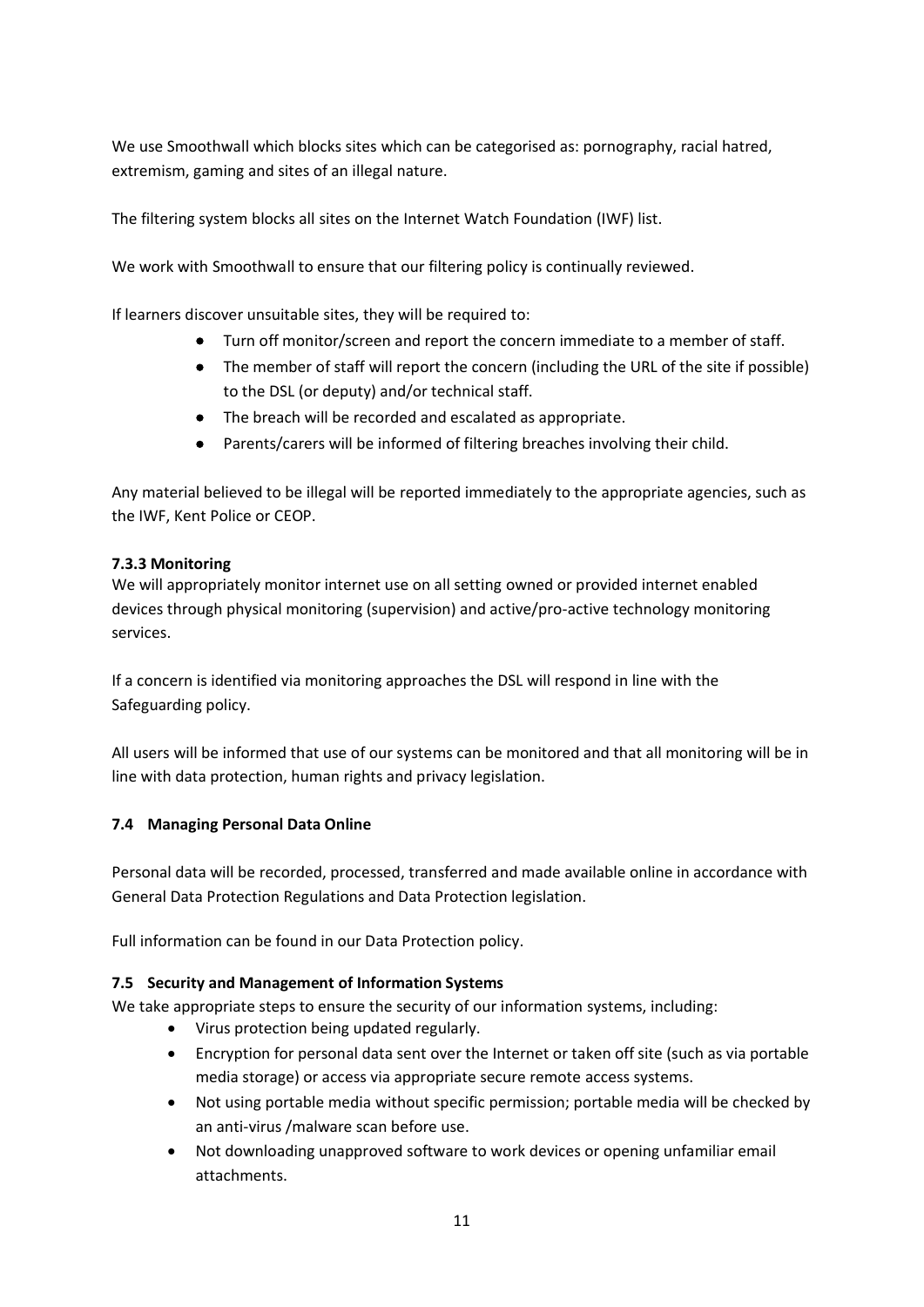We use Smoothwall which blocks sites which can be categorised as: pornography, racial hatred, extremism, gaming and sites of an illegal nature.

The filtering system blocks all sites on the Internet Watch Foundation (IWF) list.

We work with Smoothwall to ensure that our filtering policy is continually reviewed.

If learners discover unsuitable sites, they will be required to:

- Turn off monitor/screen and report the concern immediate to a member of staff.
- The member of staff will report the concern (including the URL of the site if possible) to the DSL (or deputy) and/or technical staff.
- The breach will be recorded and escalated as appropriate.
- Parents/carers will be informed of filtering breaches involving their child.

Any material believed to be illegal will be reported immediately to the appropriate agencies, such as the IWF, Kent Police or CEOP.

#### 7.3.3 Monitoring

We will appropriately monitor internet use on all setting owned or provided internet enabled devices through physical monitoring (supervision) and active/pro-active technology monitoring services.

If a concern is identified via monitoring approaches the DSL will respond in line with the Safeguarding policy.

All users will be informed that use of our systems can be monitored and that all monitoring will be in line with data protection, human rights and privacy legislation.

### 7.4 Managing Personal Data Online

Personal data will be recorded, processed, transferred and made available online in accordance with General Data Protection Regulations and Data Protection legislation.

Full information can be found in our Data Protection policy.

### 7.5 Security and Management of Information Systems

We take appropriate steps to ensure the security of our information systems, including:

- Virus protection being updated regularly.
- Encryption for personal data sent over the Internet or taken off site (such as via portable media storage) or access via appropriate secure remote access systems.
- Not using portable media without specific permission; portable media will be checked by an anti-virus /malware scan before use.
- Not downloading unapproved software to work devices or opening unfamiliar email attachments.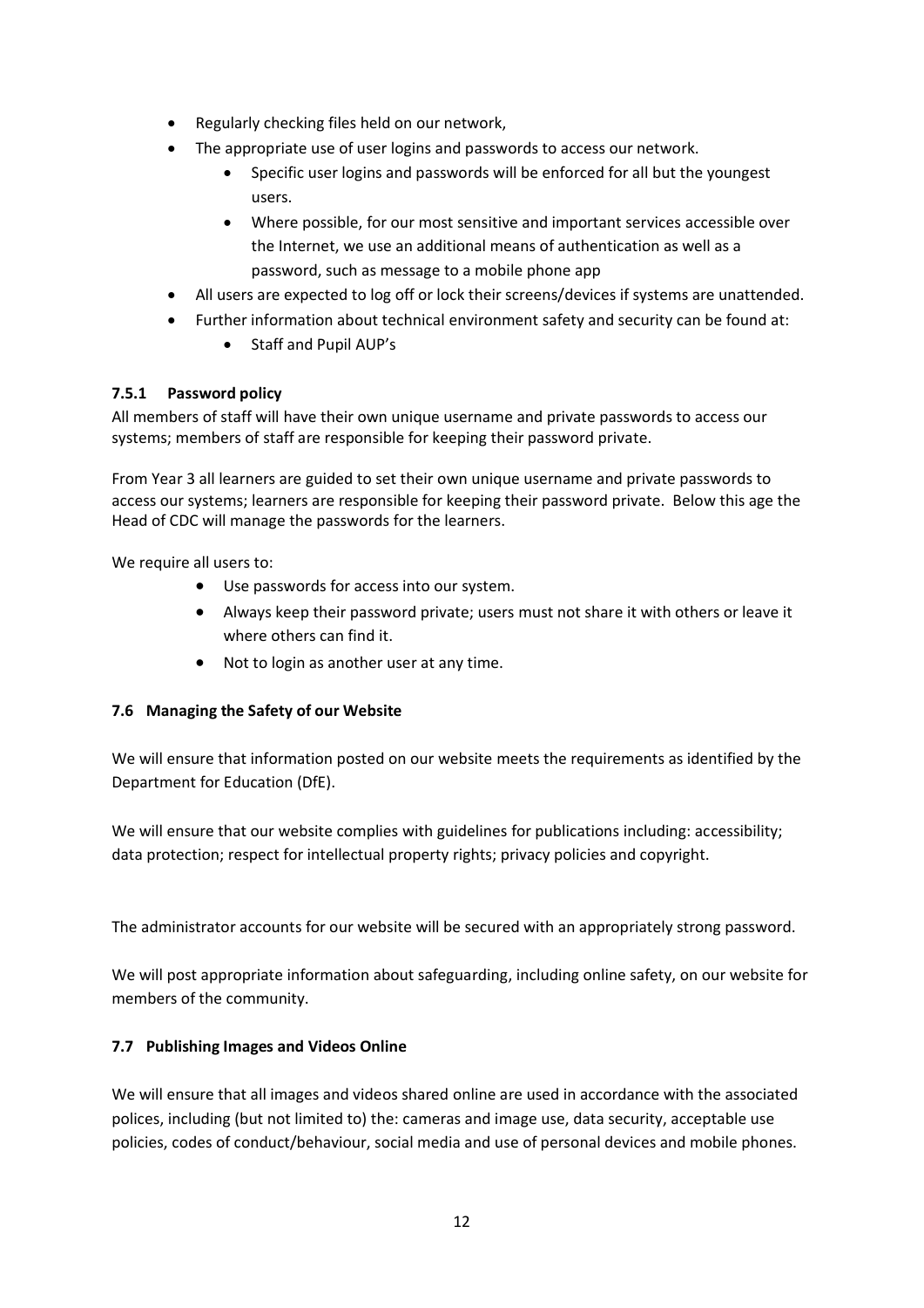- Regularly checking files held on our network,
- The appropriate use of user logins and passwords to access our network.
    - Specific user logins and passwords will be enforced for all but the youngest users.
    - Where possible, for our most sensitive and important services accessible over the Internet, we use an additional means of authentication as well as a password, such as message to a mobile phone app
- All users are expected to log off or lock their screens/devices if systems are unattended.
- Further information about technical environment safety and security can be found at:
    - Staff and Pupil AUP's

#### 7.5.1 Password policy

All members of staff will have their own unique username and private passwords to access our systems; members of staff are responsible for keeping their password private.

From Year 3 all learners are guided to set their own unique username and private passwords to access our systems; learners are responsible for keeping their password private. Below this age the Head of CDC will manage the passwords for the learners.

We require all users to:

- Use passwords for access into our system.
- Always keep their password private; users must not share it with others or leave it where others can find it.
- Not to login as another user at any time.

### 7.6 Managing the Safety of our Website

We will ensure that information posted on our website meets the requirements as identified by the Department for Education (DfE).

We will ensure that our website complies with guidelines for publications including: accessibility; data protection; respect for intellectual property rights; privacy policies and copyright.

The administrator accounts for our website will be secured with an appropriately strong password.

We will post appropriate information about safeguarding, including online safety, on our website for members of the community.

### 7.7 Publishing Images and Videos Online

We will ensure that all images and videos shared online are used in accordance with the associated polices, including (but not limited to) the: cameras and image use, data security, acceptable use policies, codes of conduct/behaviour, social media and use of personal devices and mobile phones.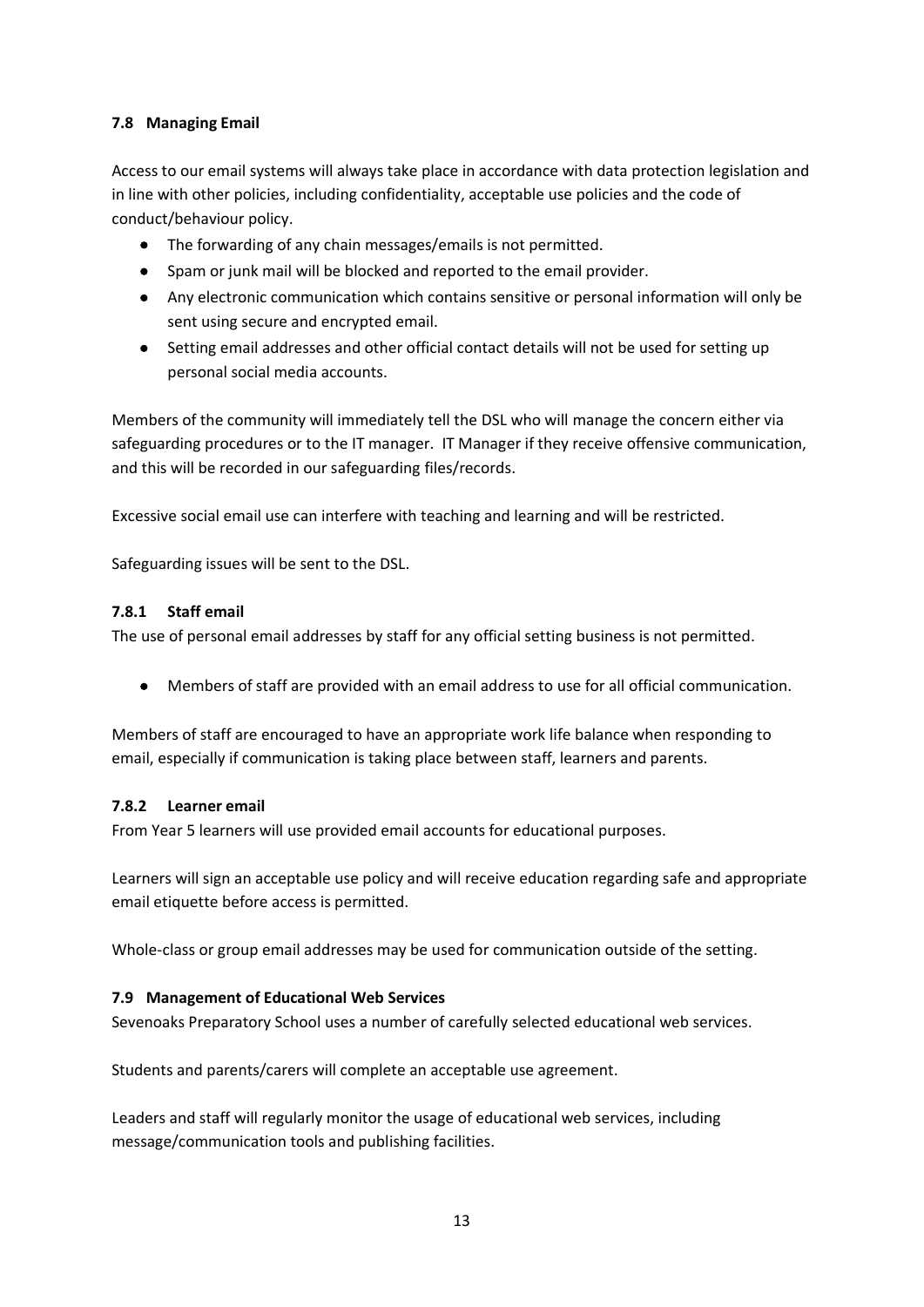### 7.8 Managing Email

Access to our email systems will always take place in accordance with data protection legislation and in line with other policies, including confidentiality, acceptable use policies and the code of conduct/behaviour policy.

- The forwarding of any chain messages/emails is not permitted.
- Spam or junk mail will be blocked and reported to the email provider.
- Any electronic communication which contains sensitive or personal information will only be sent using secure and encrypted email.
- Setting email addresses and other official contact details will not be used for setting up personal social media accounts.

Members of the community will immediately tell the DSL who will manage the concern either via safeguarding procedures or to the IT manager. IT Manager if they receive offensive communication, and this will be recorded in our safeguarding files/records.

Excessive social email use can interfere with teaching and learning and will be restricted.

Safeguarding issues will be sent to the DSL.

#### 7.8.1 Staff email

The use of personal email addresses by staff for any official setting business is not permitted.

- Members of staff are provided with an email address to use for all official communication.

Members of staff are encouraged to have an appropriate work life balance when responding to email, especially if communication is taking place between staff, learners and parents.

#### 7.8.2 Learner email

From Year 5 learners will use provided email accounts for educational purposes.

Learners will sign an acceptable use policy and will receive education regarding safe and appropriate email etiquette before access is permitted.

Whole-class or group email addresses may be used for communication outside of the setting.

### 7.9 Management of Educational Web Services

Sevenoaks Preparatory School uses a number of carefully selected educational web services.

Students and parents/carers will complete an acceptable use agreement.

Leaders and staff will regularly monitor the usage of educational web services, including message/communication tools and publishing facilities.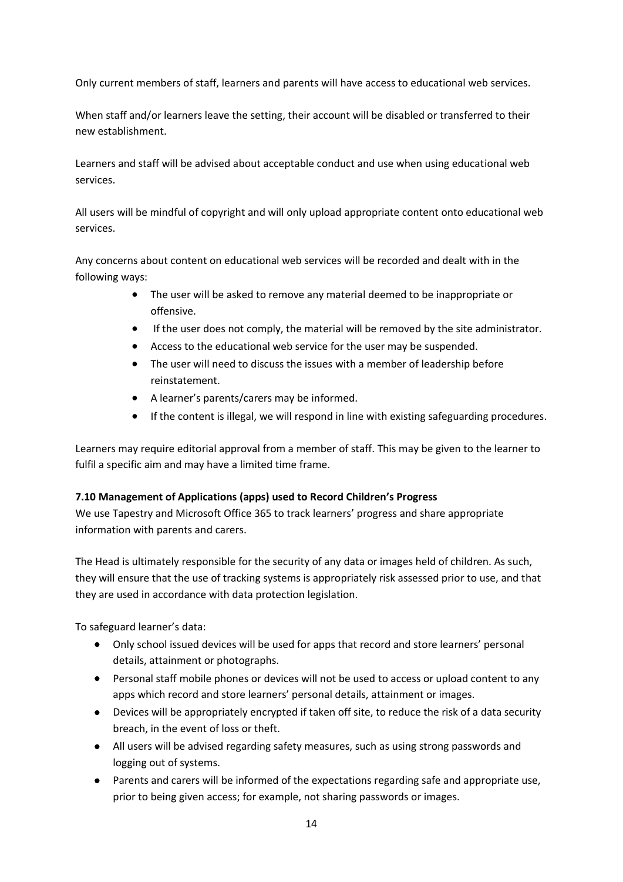Only current members of staff, learners and parents will have access to educational web services.

When staff and/or learners leave the setting, their account will be disabled or transferred to their new establishment.

Learners and staff will be advised about acceptable conduct and use when using educational web services.

All users will be mindful of copyright and will only upload appropriate content onto educational web services.

Any concerns about content on educational web services will be recorded and dealt with in the following ways:

- The user will be asked to remove any material deemed to be inappropriate or offensive.
- If the user does not comply, the material will be removed by the site administrator.
- Access to the educational web service for the user may be suspended.
- The user will need to discuss the issues with a member of leadership before reinstatement.
- A learner's parents/carers may be informed.
- If the content is illegal, we will respond in line with existing safeguarding procedures.

Learners may require editorial approval from a member of staff. This may be given to the learner to fulfil a specific aim and may have a limited time frame.

**7.10 Management of Applications (apps) used to Record Children's Progress**

We use Tapestry and Microsoft Office 365 to track learners' progress and share appropriate information with parents and carers.

The Head is ultimately responsible for the security of any data or images held of children. As such, they will ensure that the use of tracking systems is appropriately risk assessed prior to use, and that they are used in accordance with data protection legislation.

To safeguard learner's data:

- Only school issued devices will be used for apps that record and store learners' personal details, attainment or photographs.
- Personal staff mobile phones or devices will not be used to access or upload content to any apps which record and store learners' personal details, attainment or images.
- Devices will be appropriately encrypted if taken off site, to reduce the risk of a data security breach, in the event of loss or theft.
- All users will be advised regarding safety measures, such as using strong passwords and logging out of systems.
- Parents and carers will be informed of the expectations regarding safe and appropriate use, prior to being given access; for example, not sharing passwords or images.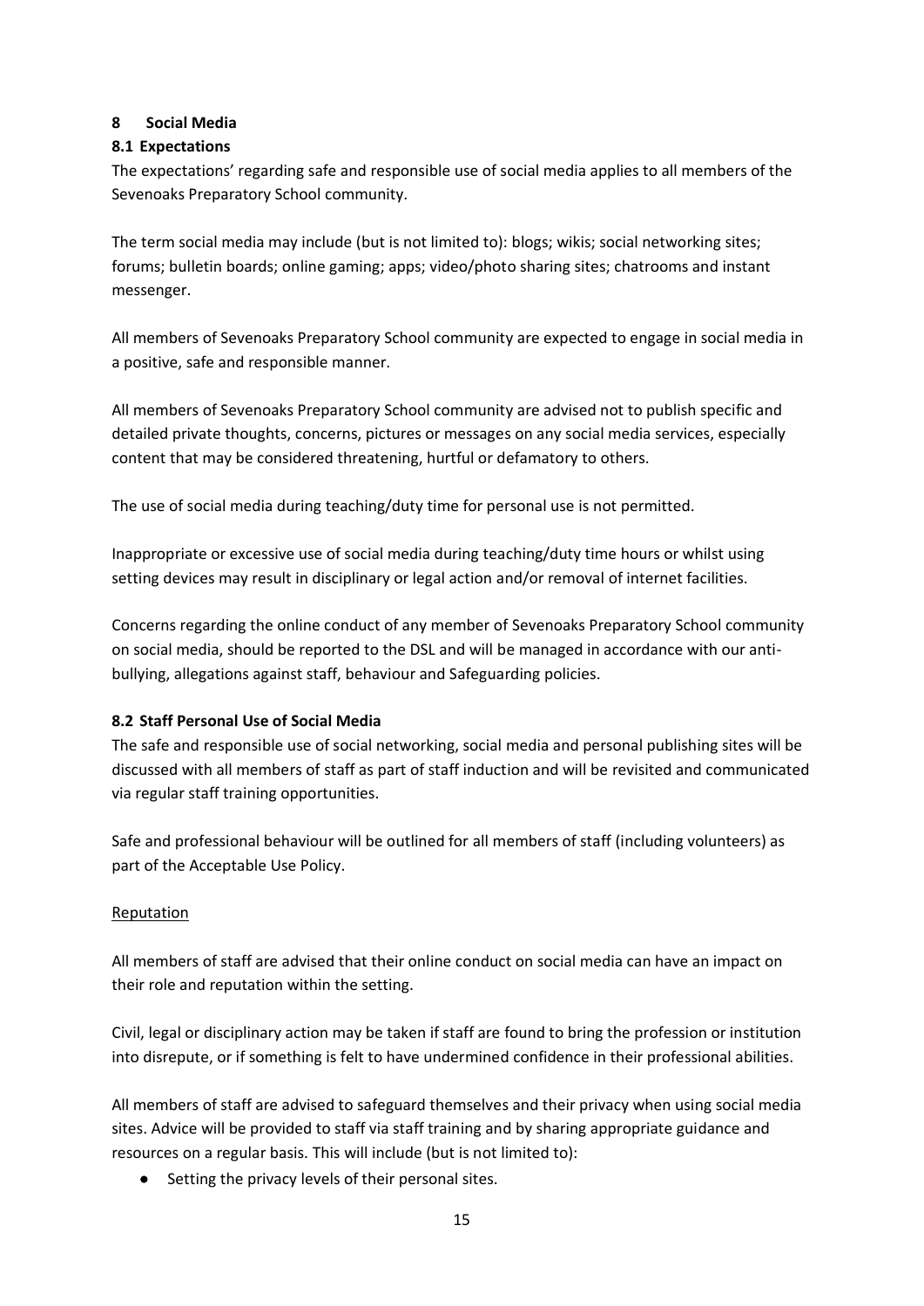## 8 Social Media

### 8.1 Expectations

The expectations' regarding safe and responsible use of social media applies to all members of the Sevenoaks Preparatory School community.

The term social media may include (but is not limited to): blogs; wikis; social networking sites; forums; bulletin boards; online gaming; apps; video/photo sharing sites; chatrooms and instant messenger.

All members of Sevenoaks Preparatory School community are expected to engage in social media in a positive, safe and responsible manner.

All members of Sevenoaks Preparatory School community are advised not to publish specific and detailed private thoughts, concerns, pictures or messages on any social media services, especially content that may be considered threatening, hurtful or defamatory to others.

The use of social media during teaching/duty time for personal use is not permitted.

Inappropriate or excessive use of social media during teaching/duty time hours or whilst using setting devices may result in disciplinary or legal action and/or removal of internet facilities.

Concerns regarding the online conduct of any member of Sevenoaks Preparatory School community on social media, should be reported to the DSL and will be managed in accordance with our anti-bullying, allegations against staff, behaviour and Safeguarding policies.

### 8.2 Staff Personal Use of Social Media

The safe and responsible use of social networking, social media and personal publishing sites will be discussed with all members of staff as part of staff induction and will be revisited and communicated via regular staff training opportunities.

Safe and professional behaviour will be outlined for all members of staff (including volunteers) as part of the Acceptable Use Policy.

<u>Reputation</u>

All members of staff are advised that their online conduct on social media can have an impact on their role and reputation within the setting.

Civil, legal or disciplinary action may be taken if staff are found to bring the profession or institution into disrepute, or if something is felt to have undermined confidence in their professional abilities.

All members of staff are advised to safeguard themselves and their privacy when using social media sites. Advice will be provided to staff via staff training and by sharing appropriate guidance and resources on a regular basis. This will include (but is not limited to):

- Setting the privacy levels of their personal sites.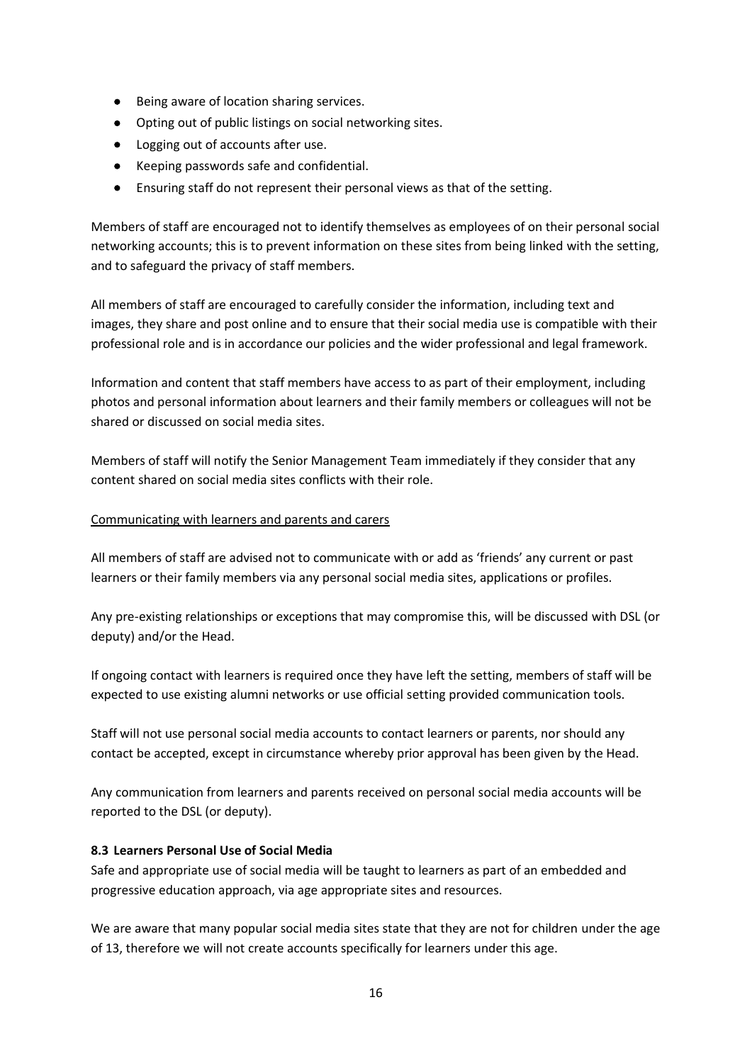- Being aware of location sharing services.
- Opting out of public listings on social networking sites.
- Logging out of accounts after use.
- Keeping passwords safe and confidential.
- Ensuring staff do not represent their personal views as that of the setting.

Members of staff are encouraged not to identify themselves as employees of on their personal social networking accounts; this is to prevent information on these sites from being linked with the setting, and to safeguard the privacy of staff members.

All members of staff are encouraged to carefully consider the information, including text and images, they share and post online and to ensure that their social media use is compatible with their professional role and is in accordance our policies and the wider professional and legal framework.

Information and content that staff members have access to as part of their employment, including photos and personal information about learners and their family members or colleagues will not be shared or discussed on social media sites.

Members of staff will notify the Senior Management Team immediately if they consider that any content shared on social media sites conflicts with their role.

Communicating with learners and parents and carers

All members of staff are advised not to communicate with or add as 'friends' any current or past learners or their family members via any personal social media sites, applications or profiles.

Any pre-existing relationships or exceptions that may compromise this, will be discussed with DSL (or deputy) and/or the Head.

If ongoing contact with learners is required once they have left the setting, members of staff will be expected to use existing alumni networks or use official setting provided communication tools.

Staff will not use personal social media accounts to contact learners or parents, nor should any contact be accepted, except in circumstance whereby prior approval has been given by the Head.

Any communication from learners and parents received on personal social media accounts will be reported to the DSL (or deputy).

**8.3 Learners Personal Use of Social Media**

Safe and appropriate use of social media will be taught to learners as part of an embedded and progressive education approach, via age appropriate sites and resources.

We are aware that many popular social media sites state that they are not for children under the age of 13, therefore we will not create accounts specifically for learners under this age.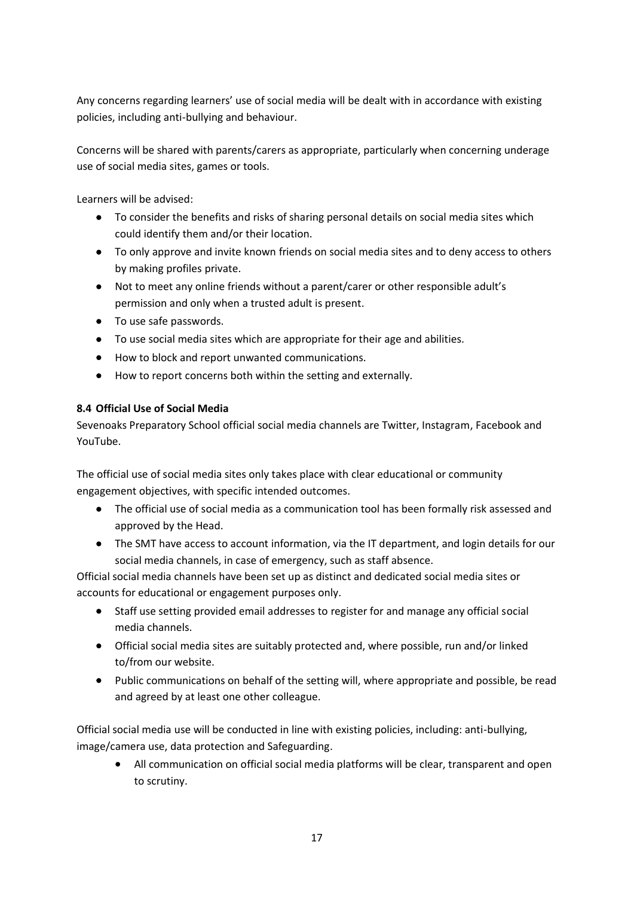Any concerns regarding learners' use of social media will be dealt with in accordance with existing policies, including anti-bullying and behaviour.

Concerns will be shared with parents/carers as appropriate, particularly when concerning underage use of social media sites, games or tools.

Learners will be advised:

- To consider the benefits and risks of sharing personal details on social media sites which could identify them and/or their location.
- To only approve and invite known friends on social media sites and to deny access to others by making profiles private.
- Not to meet any online friends without a parent/carer or other responsible adult's permission and only when a trusted adult is present.
- To use safe passwords.
- To use social media sites which are appropriate for their age and abilities.
- How to block and report unwanted communications.
- How to report concerns both within the setting and externally.

**8.4 Official Use of Social Media**

Sevenoaks Preparatory School official social media channels are Twitter, Instagram, Facebook and YouTube.

The official use of social media sites only takes place with clear educational or community engagement objectives, with specific intended outcomes.

- The official use of social media as a communication tool has been formally risk assessed and approved by the Head.
- The SMT have access to account information, via the IT department, and login details for our social media channels, in case of emergency, such as staff absence.

Official social media channels have been set up as distinct and dedicated social media sites or accounts for educational or engagement purposes only.

- Staff use setting provided email addresses to register for and manage any official social media channels.
- Official social media sites are suitably protected and, where possible, run and/or linked to/from our website.
- Public communications on behalf of the setting will, where appropriate and possible, be read and agreed by at least one other colleague.

Official social media use will be conducted in line with existing policies, including: anti-bullying, image/camera use, data protection and Safeguarding.

- All communication on official social media platforms will be clear, transparent and open to scrutiny.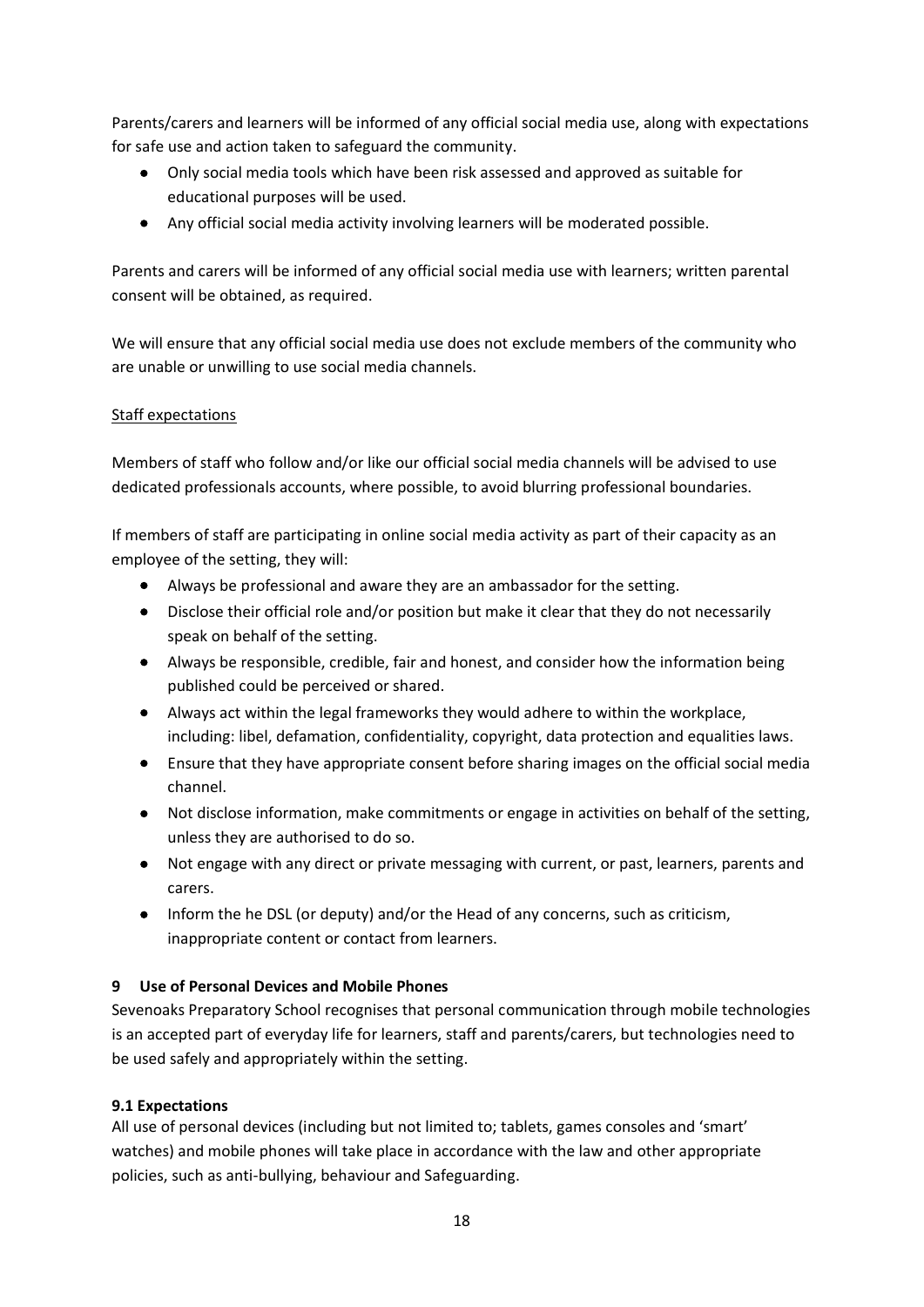Parents/carers and learners will be informed of any official social media use, along with expectations for safe use and action taken to safeguard the community.

- Only social media tools which have been risk assessed and approved as suitable for educational purposes will be used.
- Any official social media activity involving learners will be moderated possible.

Parents and carers will be informed of any official social media use with learners; written parental consent will be obtained, as required.

We will ensure that any official social media use does not exclude members of the community who are unable or unwilling to use social media channels.

Staff expectations

Members of staff who follow and/or like our official social media channels will be advised to use dedicated professionals accounts, where possible, to avoid blurring professional boundaries.

If members of staff are participating in online social media activity as part of their capacity as an employee of the setting, they will:

- Always be professional and aware they are an ambassador for the setting.
- Disclose their official role and/or position but make it clear that they do not necessarily speak on behalf of the setting.
- Always be responsible, credible, fair and honest, and consider how the information being published could be perceived or shared.
- Always act within the legal frameworks they would adhere to within the workplace, including: libel, defamation, confidentiality, copyright, data protection and equalities laws.
- Ensure that they have appropriate consent before sharing images on the official social media channel.
- Not disclose information, make commitments or engage in activities on behalf of the setting, unless they are authorised to do so.
- Not engage with any direct or private messaging with current, or past, learners, parents and carers.
- Inform the he DSL (or deputy) and/or the Head of any concerns, such as criticism, inappropriate content or contact from learners.

## 9 Use of Personal Devices and Mobile Phones

Sevenoaks Preparatory School recognises that personal communication through mobile technologies is an accepted part of everyday life for learners, staff and parents/carers, but technologies need to be used safely and appropriately within the setting.

### 9.1 Expectations

All use of personal devices (including but not limited to; tablets, games consoles and 'smart' watches) and mobile phones will take place in accordance with the law and other appropriate policies, such as anti-bullying, behaviour and Safeguarding.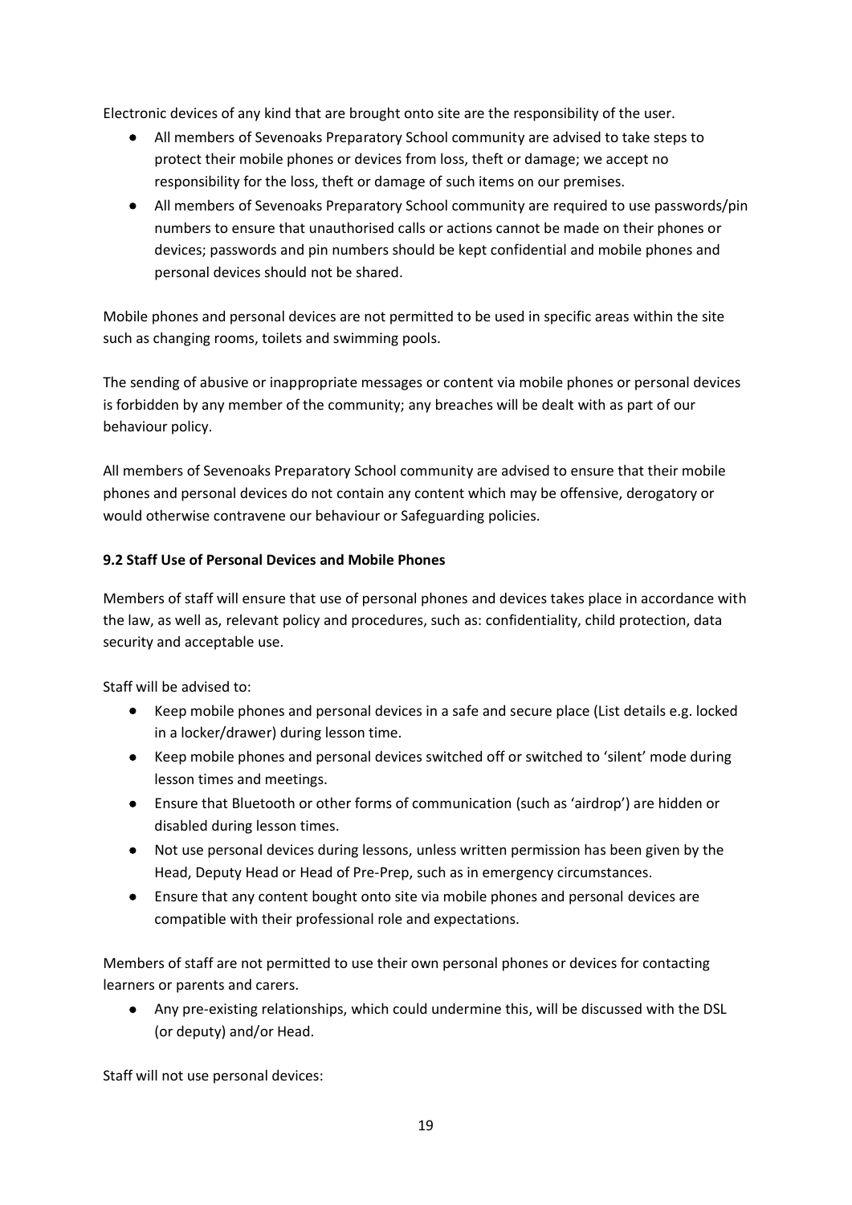Electronic devices of any kind that are brought onto site are the responsibility of the user.

- All members of Sevenoaks Preparatory School community are advised to take steps to protect their mobile phones or devices from loss, theft or damage; we accept no responsibility for the loss, theft or damage of such items on our premises.
- All members of Sevenoaks Preparatory School community are required to use passwords/pin numbers to ensure that unauthorised calls or actions cannot be made on their phones or devices; passwords and pin numbers should be kept confidential and mobile phones and personal devices should not be shared.

Mobile phones and personal devices are not permitted to be used in specific areas within the site such as changing rooms, toilets and swimming pools.

The sending of abusive or inappropriate messages or content via mobile phones or personal devices is forbidden by any member of the community; any breaches will be dealt with as part of our behaviour policy.

All members of Sevenoaks Preparatory School community are advised to ensure that their mobile phones and personal devices do not contain any content which may be offensive, derogatory or would otherwise contravene our behaviour or Safeguarding policies.

**9.2 Staff Use of Personal Devices and Mobile Phones**

Members of staff will ensure that use of personal phones and devices takes place in accordance with the law, as well as, relevant policy and procedures, such as: confidentiality, child protection, data security and acceptable use.

Staff will be advised to:

- Keep mobile phones and personal devices in a safe and secure place (List details e.g. locked in a locker/drawer) during lesson time.
- Keep mobile phones and personal devices switched off or switched to 'silent' mode during lesson times and meetings.
- Ensure that Bluetooth or other forms of communication (such as 'airdrop') are hidden or disabled during lesson times.
- Not use personal devices during lessons, unless written permission has been given by the Head, Deputy Head or Head of Pre-Prep, such as in emergency circumstances.
- Ensure that any content bought onto site via mobile phones and personal devices are compatible with their professional role and expectations.

Members of staff are not permitted to use their own personal phones or devices for contacting learners or parents and carers.

- Any pre-existing relationships, which could undermine this, will be discussed with the DSL (or deputy) and/or Head.

Staff will not use personal devices: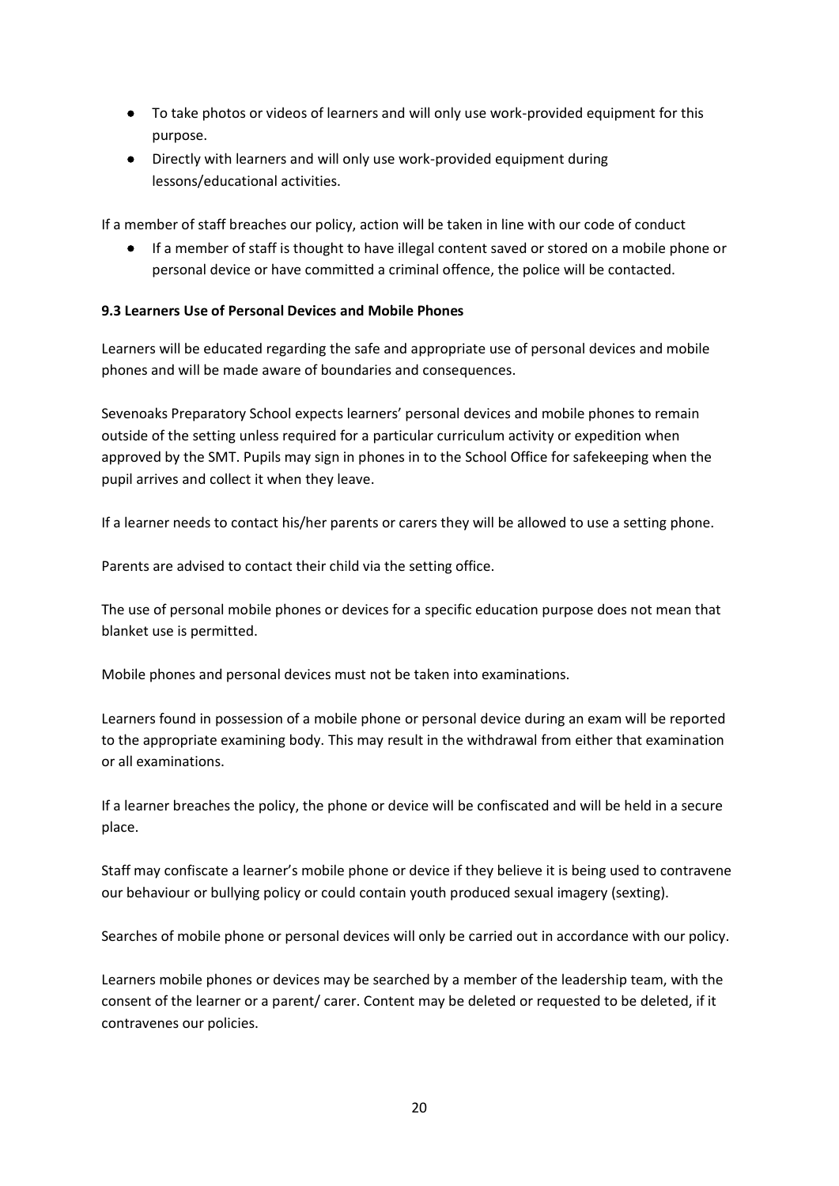- To take photos or videos of learners and will only use work-provided equipment for this purpose.
- Directly with learners and will only use work-provided equipment during lessons/educational activities.

If a member of staff breaches our policy, action will be taken in line with our code of conduct

- If a member of staff is thought to have illegal content saved or stored on a mobile phone or personal device or have committed a criminal offence, the police will be contacted.

**9.3 Learners Use of Personal Devices and Mobile Phones**

Learners will be educated regarding the safe and appropriate use of personal devices and mobile phones and will be made aware of boundaries and consequences.

Sevenoaks Preparatory School expects learners' personal devices and mobile phones to remain outside of the setting unless required for a particular curriculum activity or expedition when approved by the SMT. Pupils may sign in phones in to the School Office for safekeeping when the pupil arrives and collect it when they leave.

If a learner needs to contact his/her parents or carers they will be allowed to use a setting phone.

Parents are advised to contact their child via the setting office.

The use of personal mobile phones or devices for a specific education purpose does not mean that blanket use is permitted.

Mobile phones and personal devices must not be taken into examinations.

Learners found in possession of a mobile phone or personal device during an exam will be reported to the appropriate examining body. This may result in the withdrawal from either that examination or all examinations.

If a learner breaches the policy, the phone or device will be confiscated and will be held in a secure place.

Staff may confiscate a learner's mobile phone or device if they believe it is being used to contravene our behaviour or bullying policy or could contain youth produced sexual imagery (sexting).

Searches of mobile phone or personal devices will only be carried out in accordance with our policy.

Learners mobile phones or devices may be searched by a member of the leadership team, with the consent of the learner or a parent/ carer. Content may be deleted or requested to be deleted, if it contravenes our policies.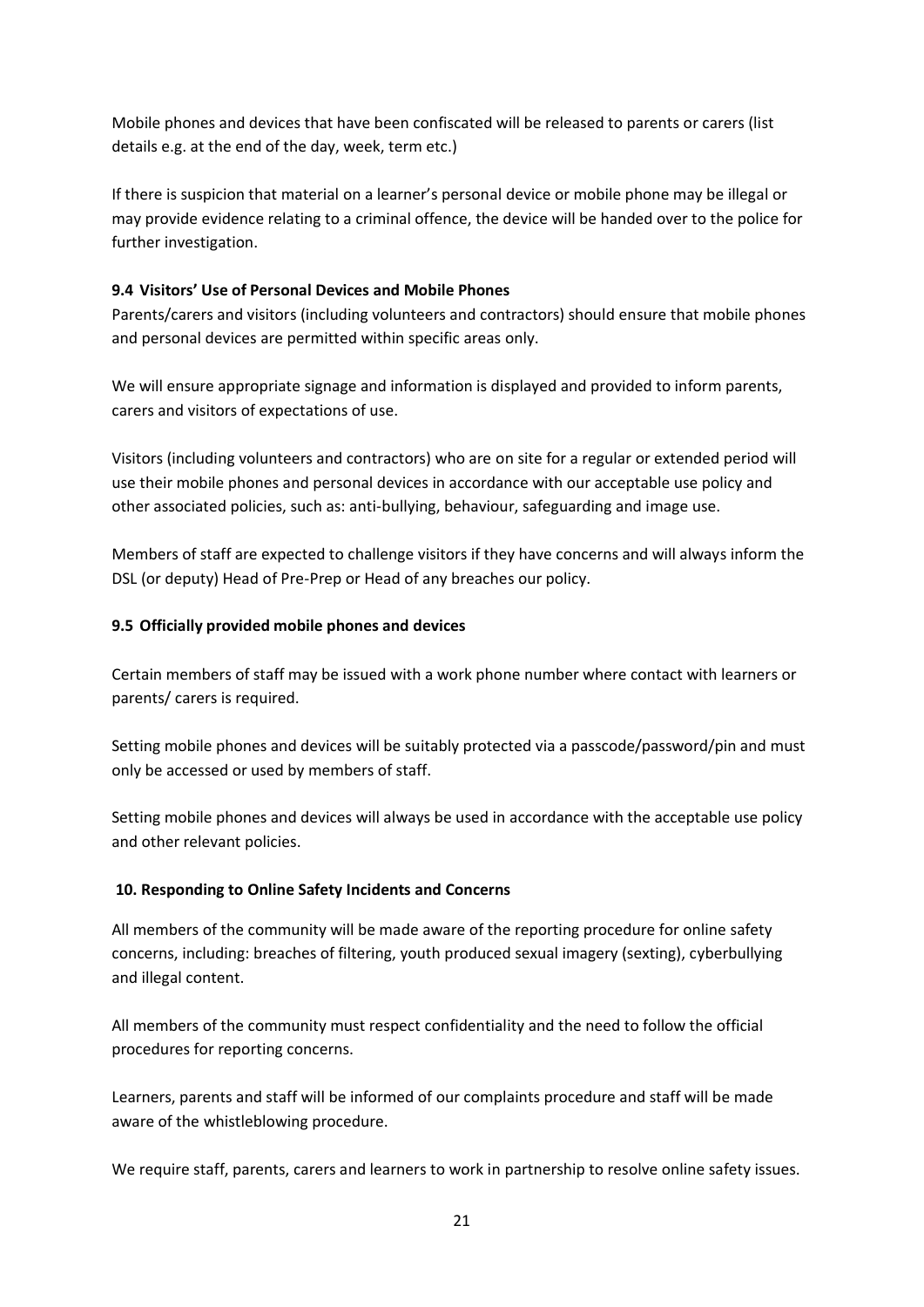Mobile phones and devices that have been confiscated will be released to parents or carers (list details e.g. at the end of the day, week, term etc.)

If there is suspicion that material on a learner's personal device or mobile phone may be illegal or may provide evidence relating to a criminal offence, the device will be handed over to the police for further investigation.

### 9.4 Visitors' Use of Personal Devices and Mobile Phones

Parents/carers and visitors (including volunteers and contractors) should ensure that mobile phones and personal devices are permitted within specific areas only.

We will ensure appropriate signage and information is displayed and provided to inform parents, carers and visitors of expectations of use.

Visitors (including volunteers and contractors) who are on site for a regular or extended period will use their mobile phones and personal devices in accordance with our acceptable use policy and other associated policies, such as: anti-bullying, behaviour, safeguarding and image use.

Members of staff are expected to challenge visitors if they have concerns and will always inform the DSL (or deputy) Head of Pre-Prep or Head of any breaches our policy.

### 9.5 Officially provided mobile phones and devices

Certain members of staff may be issued with a work phone number where contact with learners or parents/ carers is required.

Setting mobile phones and devices will be suitably protected via a passcode/password/pin and must only be accessed or used by members of staff.

Setting mobile phones and devices will always be used in accordance with the acceptable use policy and other relevant policies.

## 10. Responding to Online Safety Incidents and Concerns

All members of the community will be made aware of the reporting procedure for online safety concerns, including: breaches of filtering, youth produced sexual imagery (sexting), cyberbullying and illegal content.

All members of the community must respect confidentiality and the need to follow the official procedures for reporting concerns.

Learners, parents and staff will be informed of our complaints procedure and staff will be made aware of the whistleblowing procedure.

We require staff, parents, carers and learners to work in partnership to resolve online safety issues.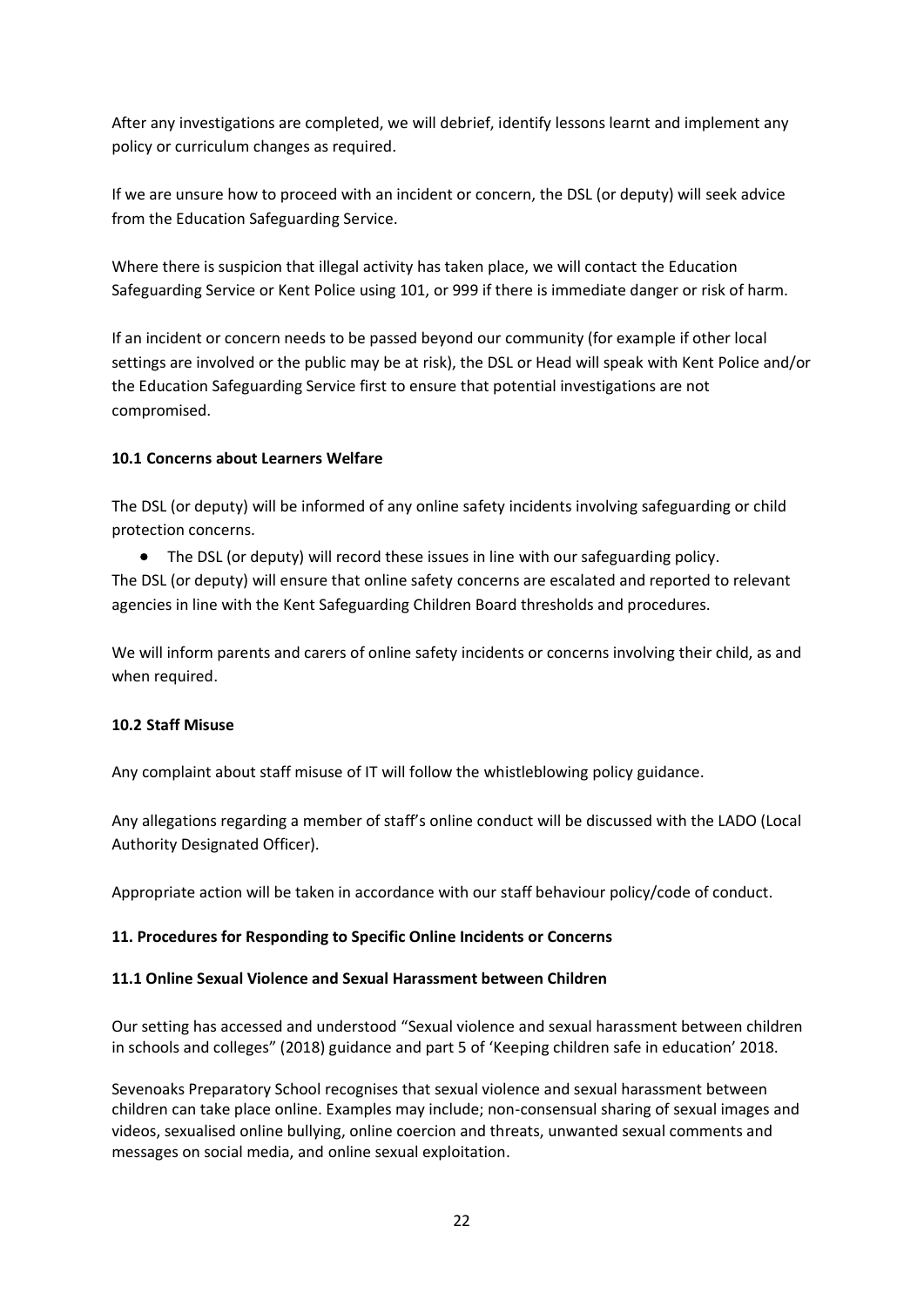After any investigations are completed, we will debrief, identify lessons learnt and implement any policy or curriculum changes as required.

If we are unsure how to proceed with an incident or concern, the DSL (or deputy) will seek advice from the Education Safeguarding Service.

Where there is suspicion that illegal activity has taken place, we will contact the Education Safeguarding Service or Kent Police using 101, or 999 if there is immediate danger or risk of harm.

If an incident or concern needs to be passed beyond our community (for example if other local settings are involved or the public may be at risk), the DSL or Head will speak with Kent Police and/or the Education Safeguarding Service first to ensure that potential investigations are not compromised.

### 10.1 Concerns about Learners Welfare

The DSL (or deputy) will be informed of any online safety incidents involving safeguarding or child protection concerns.

- The DSL (or deputy) will record these issues in line with our safeguarding policy.

The DSL (or deputy) will ensure that online safety concerns are escalated and reported to relevant agencies in line with the Kent Safeguarding Children Board thresholds and procedures.

We will inform parents and carers of online safety incidents or concerns involving their child, as and when required.

### 10.2 Staff Misuse

Any complaint about staff misuse of IT will follow the whistleblowing policy guidance.

Any allegations regarding a member of staff's online conduct will be discussed with the LADO (Local Authority Designated Officer).

Appropriate action will be taken in accordance with our staff behaviour policy/code of conduct.

## 11. Procedures for Responding to Specific Online Incidents or Concerns

### 11.1 Online Sexual Violence and Sexual Harassment between Children

Our setting has accessed and understood "Sexual violence and sexual harassment between children in schools and colleges" (2018) guidance and part 5 of 'Keeping children safe in education' 2018.

Sevenoaks Preparatory School recognises that sexual violence and sexual harassment between children can take place online. Examples may include; non-consensual sharing of sexual images and videos, sexualised online bullying, online coercion and threats, unwanted sexual comments and messages on social media, and online sexual exploitation.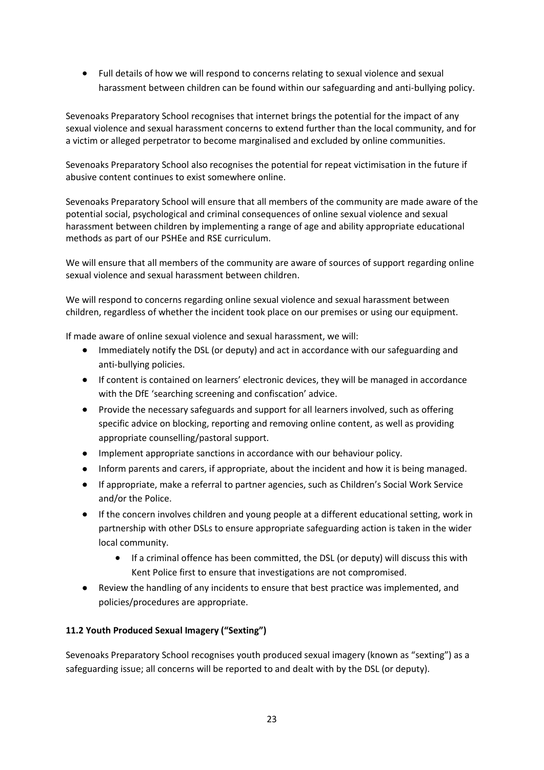- Full details of how we will respond to concerns relating to sexual violence and sexual harassment between children can be found within our safeguarding and anti-bullying policy.

Sevenoaks Preparatory School recognises that internet brings the potential for the impact of any sexual violence and sexual harassment concerns to extend further than the local community, and for a victim or alleged perpetrator to become marginalised and excluded by online communities.

Sevenoaks Preparatory School also recognises the potential for repeat victimisation in the future if abusive content continues to exist somewhere online.

Sevenoaks Preparatory School will ensure that all members of the community are made aware of the potential social, psychological and criminal consequences of online sexual violence and sexual harassment between children by implementing a range of age and ability appropriate educational methods as part of our PSHEe and RSE curriculum.

We will ensure that all members of the community are aware of sources of support regarding online sexual violence and sexual harassment between children.

We will respond to concerns regarding online sexual violence and sexual harassment between children, regardless of whether the incident took place on our premises or using our equipment.

If made aware of online sexual violence and sexual harassment, we will:

- Immediately notify the DSL (or deputy) and act in accordance with our safeguarding and anti-bullying policies.
- If content is contained on learners' electronic devices, they will be managed in accordance with the DfE 'searching screening and confiscation' advice.
- Provide the necessary safeguards and support for all learners involved, such as offering specific advice on blocking, reporting and removing online content, as well as providing appropriate counselling/pastoral support.
- Implement appropriate sanctions in accordance with our behaviour policy.
- Inform parents and carers, if appropriate, about the incident and how it is being managed.
- If appropriate, make a referral to partner agencies, such as Children's Social Work Service and/or the Police.
- If the concern involves children and young people at a different educational setting, work in partnership with other DSLs to ensure appropriate safeguarding action is taken in the wider local community.
    - If a criminal offence has been committed, the DSL (or deputy) will discuss this with Kent Police first to ensure that investigations are not compromised.
- Review the handling of any incidents to ensure that best practice was implemented, and policies/procedures are appropriate.

### 11.2 Youth Produced Sexual Imagery ("Sexting")

Sevenoaks Preparatory School recognises youth produced sexual imagery (known as "sexting") as a safeguarding issue; all concerns will be reported to and dealt with by the DSL (or deputy).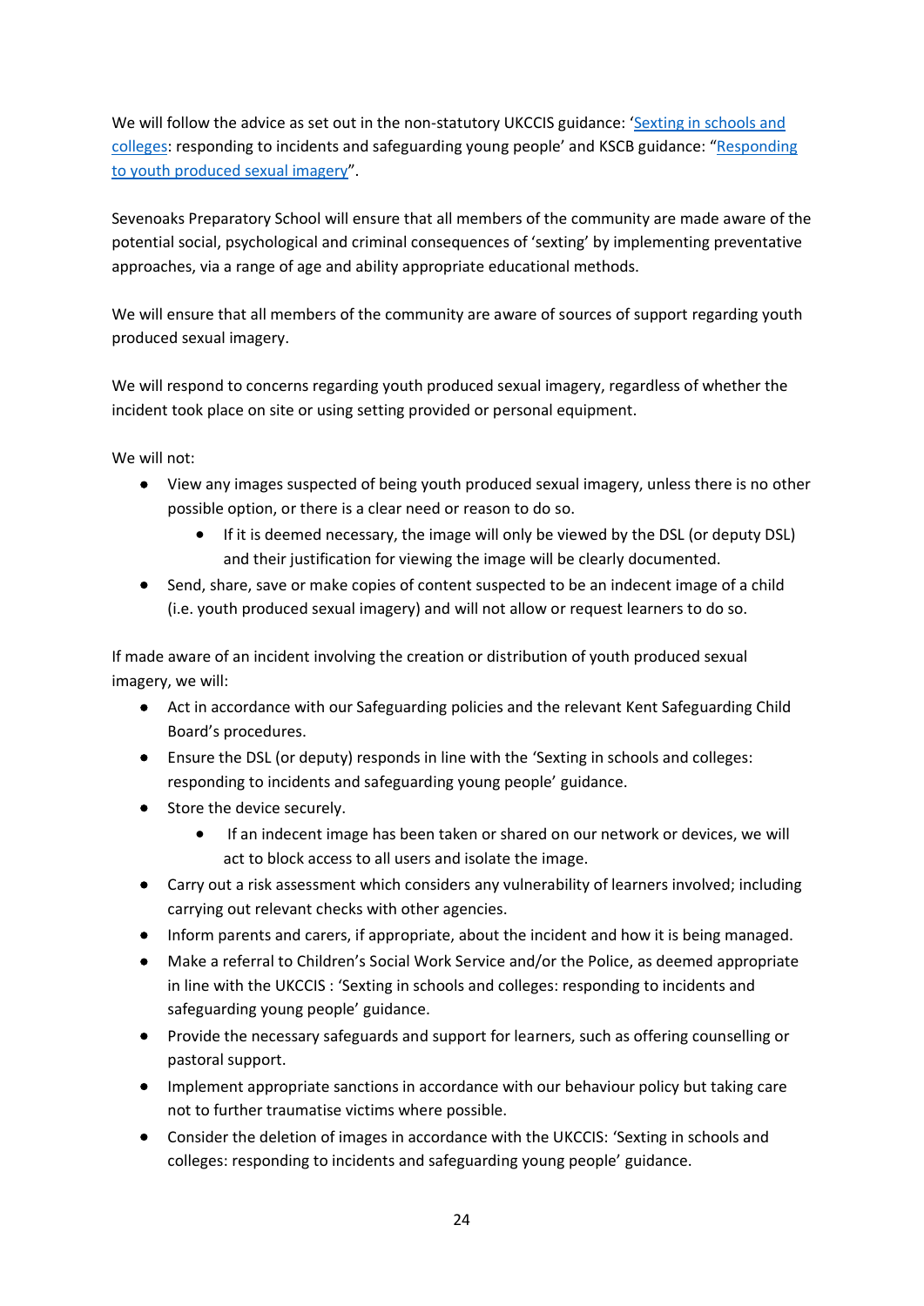We will follow the advice as set out in the non-statutory UKCCIS guidance: 'Sexting in schools and colleges: responding to incidents and safeguarding young people' and KSCB guidance: "Responding to youth produced sexual imagery".

Sevenoaks Preparatory School will ensure that all members of the community are made aware of the potential social, psychological and criminal consequences of 'sexting' by implementing preventative approaches, via a range of age and ability appropriate educational methods.

We will ensure that all members of the community are aware of sources of support regarding youth produced sexual imagery.

We will respond to concerns regarding youth produced sexual imagery, regardless of whether the incident took place on site or using setting provided or personal equipment.

We will not:

- View any images suspected of being youth produced sexual imagery, unless there is no other possible option, or there is a clear need or reason to do so.
    - If it is deemed necessary, the image will only be viewed by the DSL (or deputy DSL) and their justification for viewing the image will be clearly documented.
- Send, share, save or make copies of content suspected to be an indecent image of a child (i.e. youth produced sexual imagery) and will not allow or request learners to do so.

If made aware of an incident involving the creation or distribution of youth produced sexual imagery, we will:

- Act in accordance with our Safeguarding policies and the relevant Kent Safeguarding Child Board's procedures.
- Ensure the DSL (or deputy) responds in line with the 'Sexting in schools and colleges: responding to incidents and safeguarding young people' guidance.
- Store the device securely.
    - If an indecent image has been taken or shared on our network or devices, we will act to block access to all users and isolate the image.
- Carry out a risk assessment which considers any vulnerability of learners involved; including carrying out relevant checks with other agencies.
- Inform parents and carers, if appropriate, about the incident and how it is being managed.
- Make a referral to Children's Social Work Service and/or the Police, as deemed appropriate in line with the UKCCIS : 'Sexting in schools and colleges: responding to incidents and safeguarding young people' guidance.
- Provide the necessary safeguards and support for learners, such as offering counselling or pastoral support.
- Implement appropriate sanctions in accordance with our behaviour policy but taking care not to further traumatise victims where possible.
- Consider the deletion of images in accordance with the UKCCIS: 'Sexting in schools and colleges: responding to incidents and safeguarding young people' guidance.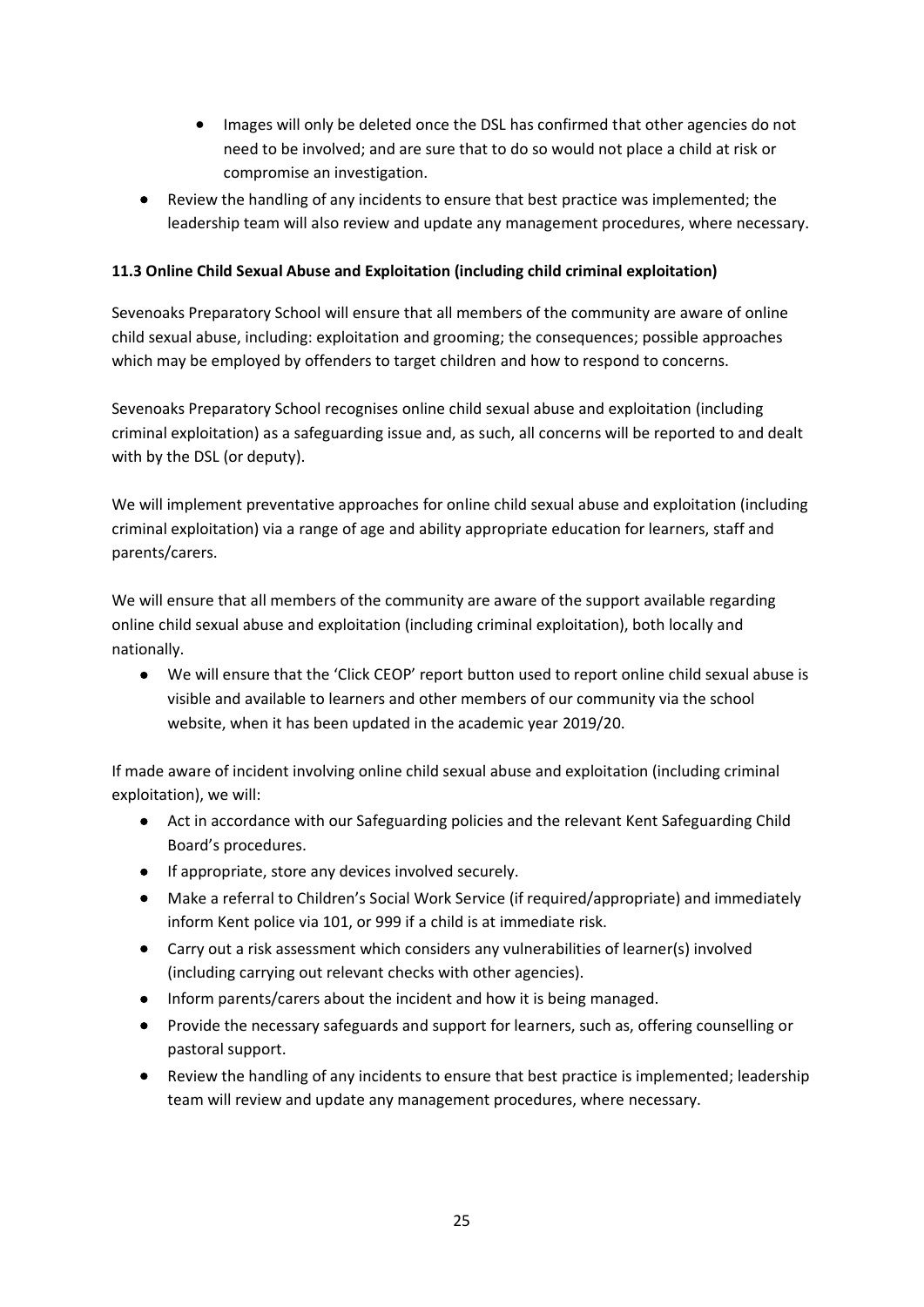- Images will only be deleted once the DSL has confirmed that other agencies do not need to be involved; and are sure that to do so would not place a child at risk or compromise an investigation.
- Review the handling of any incidents to ensure that best practice was implemented; the leadership team will also review and update any management procedures, where necessary.

**11.3 Online Child Sexual Abuse and Exploitation (including child criminal exploitation)**

Sevenoaks Preparatory School will ensure that all members of the community are aware of online child sexual abuse, including: exploitation and grooming; the consequences; possible approaches which may be employed by offenders to target children and how to respond to concerns.

Sevenoaks Preparatory School recognises online child sexual abuse and exploitation (including criminal exploitation) as a safeguarding issue and, as such, all concerns will be reported to and dealt with by the DSL (or deputy).

We will implement preventative approaches for online child sexual abuse and exploitation (including criminal exploitation) via a range of age and ability appropriate education for learners, staff and parents/carers.

We will ensure that all members of the community are aware of the support available regarding online child sexual abuse and exploitation (including criminal exploitation), both locally and nationally.

- We will ensure that the 'Click CEOP' report button used to report online child sexual abuse is visible and available to learners and other members of our community via the school website, when it has been updated in the academic year 2019/20.

If made aware of incident involving online child sexual abuse and exploitation (including criminal exploitation), we will:

- Act in accordance with our Safeguarding policies and the relevant Kent Safeguarding Child Board's procedures.
- If appropriate, store any devices involved securely.
- Make a referral to Children's Social Work Service (if required/appropriate) and immediately inform Kent police via 101, or 999 if a child is at immediate risk.
- Carry out a risk assessment which considers any vulnerabilities of learner(s) involved (including carrying out relevant checks with other agencies).
- Inform parents/carers about the incident and how it is being managed.
- Provide the necessary safeguards and support for learners, such as, offering counselling or pastoral support.
- Review the handling of any incidents to ensure that best practice is implemented; leadership team will review and update any management procedures, where necessary.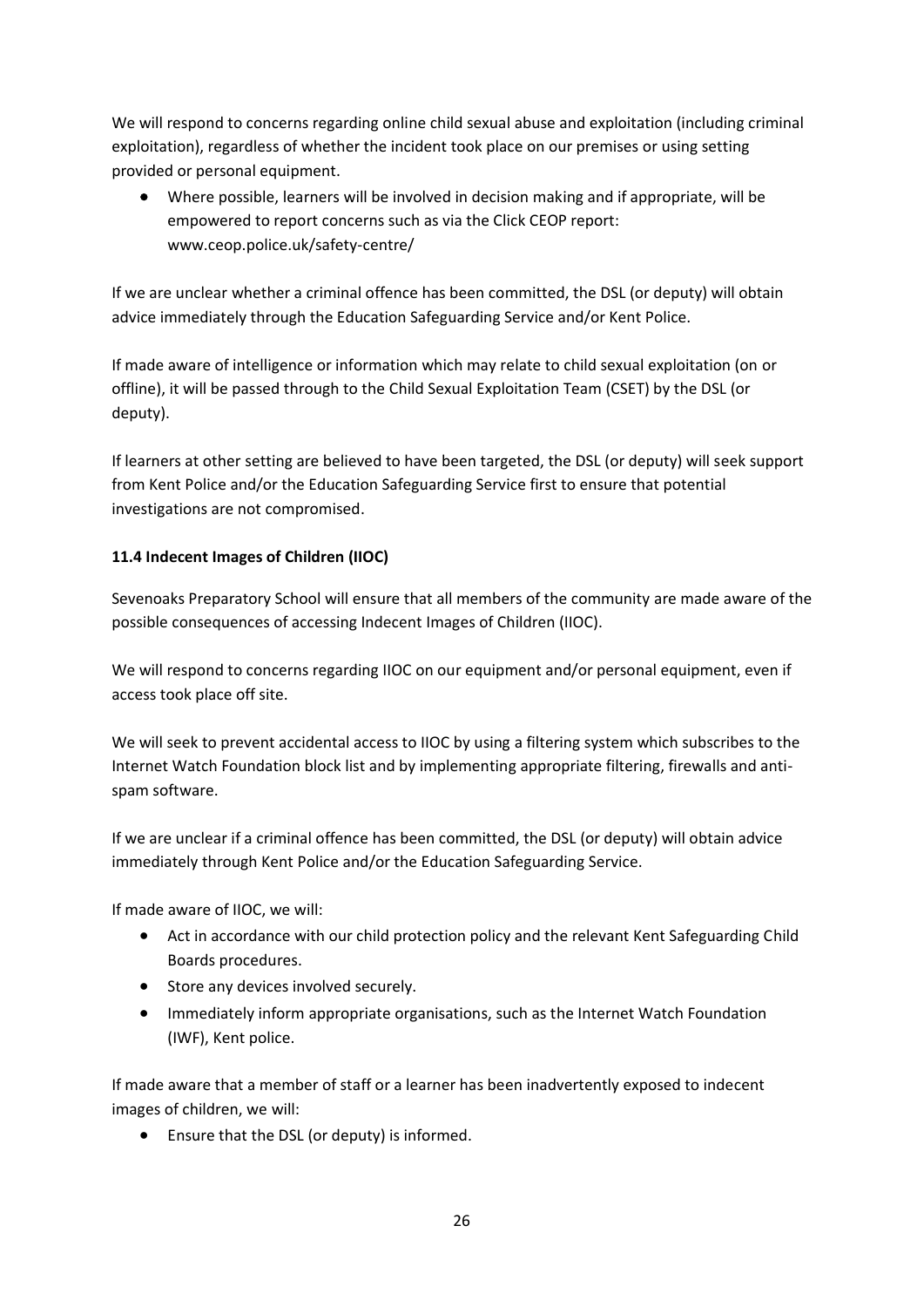We will respond to concerns regarding online child sexual abuse and exploitation (including criminal exploitation), regardless of whether the incident took place on our premises or using setting provided or personal equipment.

- Where possible, learners will be involved in decision making and if appropriate, will be empowered to report concerns such as via the Click CEOP report: www.ceop.police.uk/safety-centre/

If we are unclear whether a criminal offence has been committed, the DSL (or deputy) will obtain advice immediately through the Education Safeguarding Service and/or Kent Police.

If made aware of intelligence or information which may relate to child sexual exploitation (on or offline), it will be passed through to the Child Sexual Exploitation Team (CSET) by the DSL (or deputy).

If learners at other setting are believed to have been targeted, the DSL (or deputy) will seek support from Kent Police and/or the Education Safeguarding Service first to ensure that potential investigations are not compromised.

**11.4 Indecent Images of Children (IIOC)**

Sevenoaks Preparatory School will ensure that all members of the community are made aware of the possible consequences of accessing Indecent Images of Children (IIOC).

We will respond to concerns regarding IIOC on our equipment and/or personal equipment, even if access took place off site.

We will seek to prevent accidental access to IIOC by using a filtering system which subscribes to the Internet Watch Foundation block list and by implementing appropriate filtering, firewalls and anti-spam software.

If we are unclear if a criminal offence has been committed, the DSL (or deputy) will obtain advice immediately through Kent Police and/or the Education Safeguarding Service.

If made aware of IIOC, we will:

- Act in accordance with our child protection policy and the relevant Kent Safeguarding Child Boards procedures.
- Store any devices involved securely.
- Immediately inform appropriate organisations, such as the Internet Watch Foundation (IWF), Kent police.

If made aware that a member of staff or a learner has been inadvertently exposed to indecent images of children, we will:

- Ensure that the DSL (or deputy) is informed.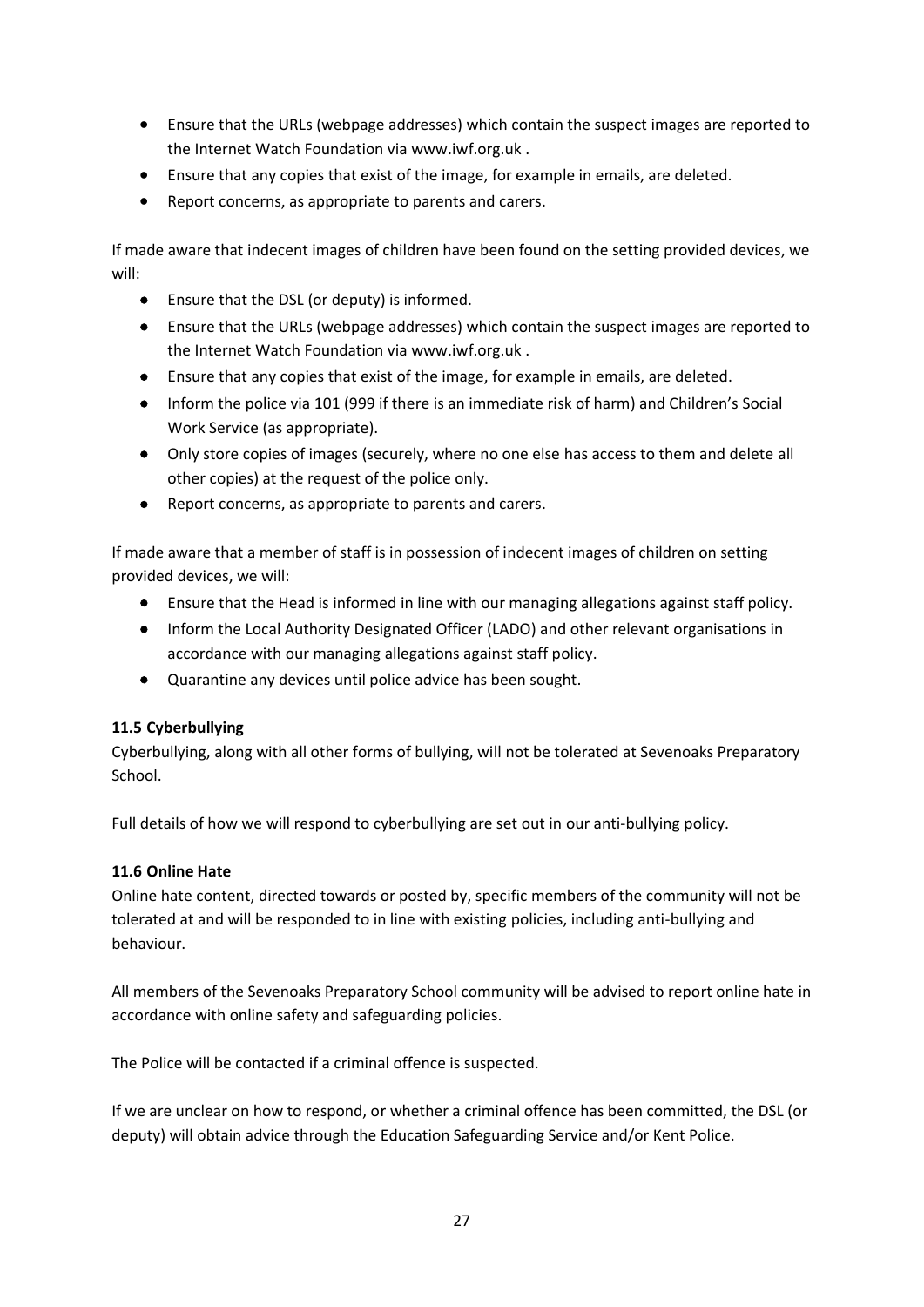- Ensure that the URLs (webpage addresses) which contain the suspect images are reported to the Internet Watch Foundation via www.iwf.org.uk .
- Ensure that any copies that exist of the image, for example in emails, are deleted.
- Report concerns, as appropriate to parents and carers.

If made aware that indecent images of children have been found on the setting provided devices, we will:

- Ensure that the DSL (or deputy) is informed.
- Ensure that the URLs (webpage addresses) which contain the suspect images are reported to the Internet Watch Foundation via www.iwf.org.uk .
- Ensure that any copies that exist of the image, for example in emails, are deleted.
- Inform the police via 101 (999 if there is an immediate risk of harm) and Children's Social Work Service (as appropriate).
- Only store copies of images (securely, where no one else has access to them and delete all other copies) at the request of the police only.
- Report concerns, as appropriate to parents and carers.

If made aware that a member of staff is in possession of indecent images of children on setting provided devices, we will:

- Ensure that the Head is informed in line with our managing allegations against staff policy.
- Inform the Local Authority Designated Officer (LADO) and other relevant organisations in accordance with our managing allegations against staff policy.
- Quarantine any devices until police advice has been sought.

**11.5 Cyberbullying**

Cyberbullying, along with all other forms of bullying, will not be tolerated at Sevenoaks Preparatory School.

Full details of how we will respond to cyberbullying are set out in our anti-bullying policy.

**11.6 Online Hate**

Online hate content, directed towards or posted by, specific members of the community will not be tolerated at and will be responded to in line with existing policies, including anti-bullying and behaviour.

All members of the Sevenoaks Preparatory School community will be advised to report online hate in accordance with online safety and safeguarding policies.

The Police will be contacted if a criminal offence is suspected.

If we are unclear on how to respond, or whether a criminal offence has been committed, the DSL (or deputy) will obtain advice through the Education Safeguarding Service and/or Kent Police.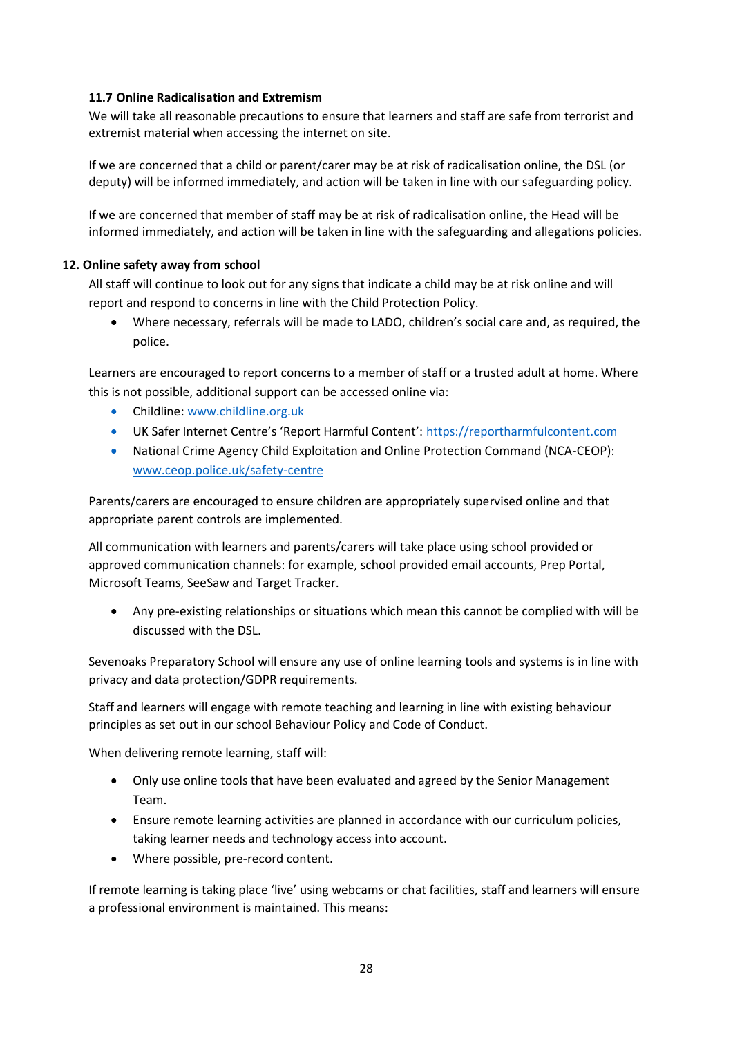### 11.7 Online Radicalisation and Extremism

We will take all reasonable precautions to ensure that learners and staff are safe from terrorist and extremist material when accessing the internet on site.

If we are concerned that a child or parent/carer may be at risk of radicalisation online, the DSL (or deputy) will be informed immediately, and action will be taken in line with our safeguarding policy.

If we are concerned that member of staff may be at risk of radicalisation online, the Head will be informed immediately, and action will be taken in line with the safeguarding and allegations policies.

## 12. Online safety away from school

All staff will continue to look out for any signs that indicate a child may be at risk online and will report and respond to concerns in line with the Child Protection Policy.

- Where necessary, referrals will be made to LADO, children's social care and, as required, the police.

Learners are encouraged to report concerns to a member of staff or a trusted adult at home. Where this is not possible, additional support can be accessed online via:

- Childline: www.childline.org.uk
- UK Safer Internet Centre's 'Report Harmful Content': https://reportharmfulcontent.com
- National Crime Agency Child Exploitation and Online Protection Command (NCA-CEOP): www.ceop.police.uk/safety-centre

Parents/carers are encouraged to ensure children are appropriately supervised online and that appropriate parent controls are implemented.

All communication with learners and parents/carers will take place using school provided or approved communication channels: for example, school provided email accounts, Prep Portal, Microsoft Teams, SeeSaw and Target Tracker.

- Any pre-existing relationships or situations which mean this cannot be complied with will be discussed with the DSL.

Sevenoaks Preparatory School will ensure any use of online learning tools and systems is in line with privacy and data protection/GDPR requirements.

Staff and learners will engage with remote teaching and learning in line with existing behaviour principles as set out in our school Behaviour Policy and Code of Conduct.

When delivering remote learning, staff will:

- Only use online tools that have been evaluated and agreed by the Senior Management Team.
- Ensure remote learning activities are planned in accordance with our curriculum policies, taking learner needs and technology access into account.
- Where possible, pre-record content.

If remote learning is taking place 'live' using webcams or chat facilities, staff and learners will ensure a professional environment is maintained. This means: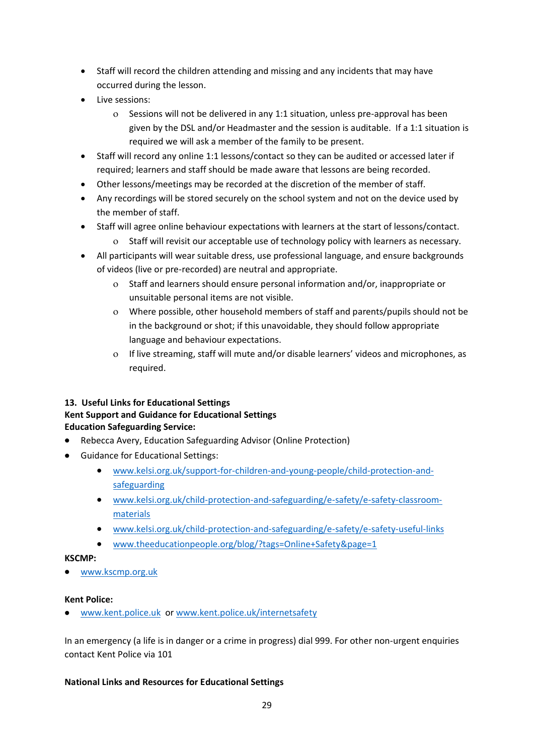- Staff will record the children attending and missing and any incidents that may have occurred during the lesson.
- Live sessions:
    - Sessions will not be delivered in any 1:1 situation, unless pre-approval has been given by the DSL and/or Headmaster and the session is auditable. If a 1:1 situation is required we will ask a member of the family to be present.
- Staff will record any online 1:1 lessons/contact so they can be audited or accessed later if required; learners and staff should be made aware that lessons are being recorded.
- Other lessons/meetings may be recorded at the discretion of the member of staff.
- Any recordings will be stored securely on the school system and not on the device used by the member of staff.
- Staff will agree online behaviour expectations with learners at the start of lessons/contact.
    - Staff will revisit our acceptable use of technology policy with learners as necessary.
- All participants will wear suitable dress, use professional language, and ensure backgrounds of videos (live or pre-recorded) are neutral and appropriate.
    - Staff and learners should ensure personal information and/or, inappropriate or unsuitable personal items are not visible.
    - Where possible, other household members of staff and parents/pupils should not be in the background or shot; if this unavoidable, they should follow appropriate language and behaviour expectations.
    - If live streaming, staff will mute and/or disable learners' videos and microphones, as required.

**13. Useful Links for Educational Settings**
**Kent Support and Guidance for Educational Settings**
**Education Safeguarding Service:**

- Rebecca Avery, Education Safeguarding Advisor (Online Protection)
- Guidance for Educational Settings:
    - www.kelsi.org.uk/support-for-children-and-young-people/child-protection-and-safeguarding
    - www.kelsi.org.uk/child-protection-and-safeguarding/e-safety/e-safety-classroom-materials
    - www.kelsi.org.uk/child-protection-and-safeguarding/e-safety/e-safety-useful-links
    - www.theeducationpeople.org/blog/?tags=Online+Safety&page=1

**KSCMP:**

- www.kscmp.org.uk

**Kent Police:**

- www.kent.police.uk or www.kent.police.uk/internetsafety

In an emergency (a life is in danger or a crime in progress) dial 999. For other non-urgent enquiries contact Kent Police via 101

**National Links and Resources for Educational Settings**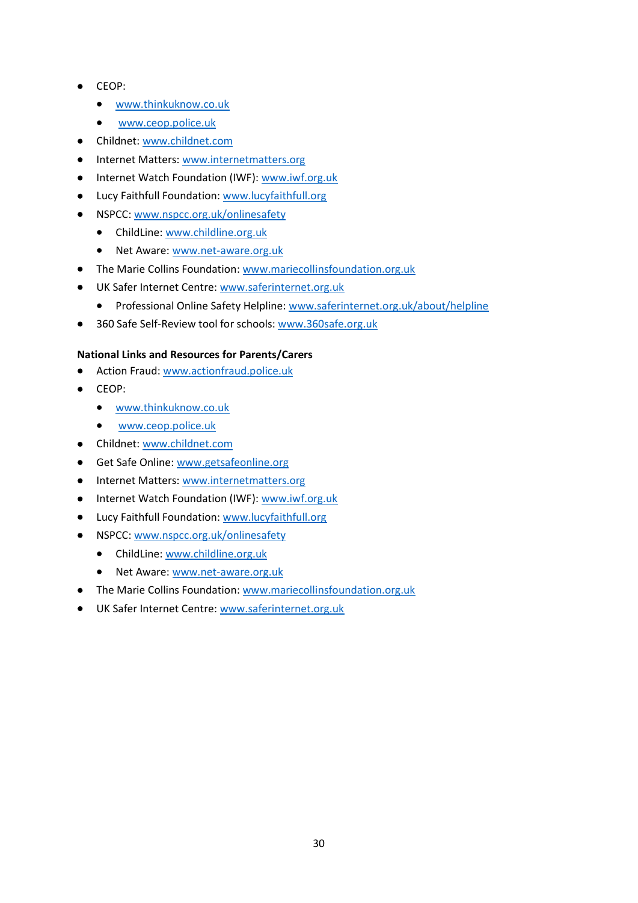- CEOP:
  - www.thinkuknow.co.uk
  - www.ceop.police.uk
- Childnet: www.childnet.com
- Internet Matters: www.internetmatters.org
- Internet Watch Foundation (IWF): www.iwf.org.uk
- Lucy Faithfull Foundation: www.lucyfaithfull.org
- NSPCC: www.nspcc.org.uk/onlinesafety
  - ChildLine: www.childline.org.uk
  - Net Aware: www.net-aware.org.uk
- The Marie Collins Foundation: www.mariecollinsfoundation.org.uk
- UK Safer Internet Centre: www.saferinternet.org.uk
  - Professional Online Safety Helpline: www.saferinternet.org.uk/about/helpline
- 360 Safe Self-Review tool for schools: www.360safe.org.uk

**National Links and Resources for Parents/Carers**

- Action Fraud: www.actionfraud.police.uk
- CEOP:
  - www.thinkuknow.co.uk
  - www.ceop.police.uk
- Childnet: www.childnet.com
- Get Safe Online: www.getsafeonline.org
- Internet Matters: www.internetmatters.org
- Internet Watch Foundation (IWF): www.iwf.org.uk
- Lucy Faithfull Foundation: www.lucyfaithfull.org
- NSPCC: www.nspcc.org.uk/onlinesafety
  - ChildLine: www.childline.org.uk
  - Net Aware: www.net-aware.org.uk
- The Marie Collins Foundation: www.mariecollinsfoundation.org.uk
- UK Safer Internet Centre: www.saferinternet.org.uk